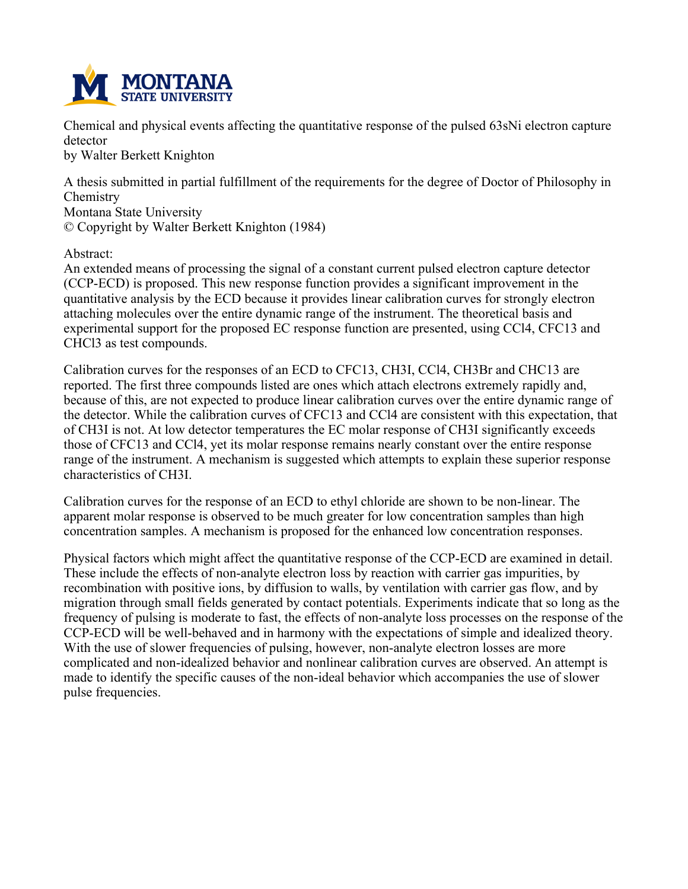Chemical and physical events affecting the quantitative response of the pulsed 63sNi electron capture detector

by Walter Berkett Knighton

A thesis submitted in partial fulfillment of the requirements for the degree of Doctor of Philosophy in Chemistry

Montana State University

© Copyright by Walter Berkett Knighton (1984)

Abstract:

An extended means of processing the signal of a constant current pulsed electron capture detector (CCP-ECD) is proposed. This new response function provides a significant improvement in the quantitative analysis by the ECD because it provides linear calibration curves for strongly electron attaching molecules over the entire dynamic range of the instrument. The theoretical basis and experimental support for the proposed EC response function are presented, using $CCl_4$, $CFC1_3$ and $CHCl_3$ as test compounds.

Calibration curves for the responses of an ECD to $CFC1_3$, $CH_3I$, $CCl_4$, $CH_3Br$ and $CHC1_3$ are reported. The first three compounds listed are ones which attach electrons extremely rapidly and, because of this, are not expected to produce linear calibration curves over the entire dynamic range of the detector. While the calibration curves of $CFC1_3$ and $CCl_4$ are consistent with this expectation, that of $CH_3I$ is not. At low detector temperatures the EC molar response of $CH_3I$ significantly exceeds those of $CFC1_3$ and $CCl_4$, yet its molar response remains nearly constant over the entire response range of the instrument. A mechanism is suggested which attempts to explain these superior response characteristics of $CH_3I$.

Calibration curves for the response of an ECD to ethyl chloride are shown to be non-linear. The apparent molar response is observed to be much greater for low concentration samples than high concentration samples. A mechanism is proposed for the enhanced low concentration responses.

Physical factors which might affect the quantitative response of the CCP-ECD are examined in detail. These include the effects of non-analyte electron loss by reaction with carrier gas impurities, by recombination with positive ions, by diffusion to walls, by ventilation with carrier gas flow, and by migration through small fields generated by contact potentials. Experiments indicate that so long as the frequency of pulsing is moderate to fast, the effects of non-analyte loss processes on the response of the CCP-ECD will be well-behaved and in harmony with the expectations of simple and idealized theory. With the use of slower frequencies of pulsing, however, non-analyte electron losses are more complicated and non-idealized behavior and nonlinear calibration curves are observed. An attempt is made to identify the specific causes of the non-ideal behavior which accompanies the use of slower pulse frequencies.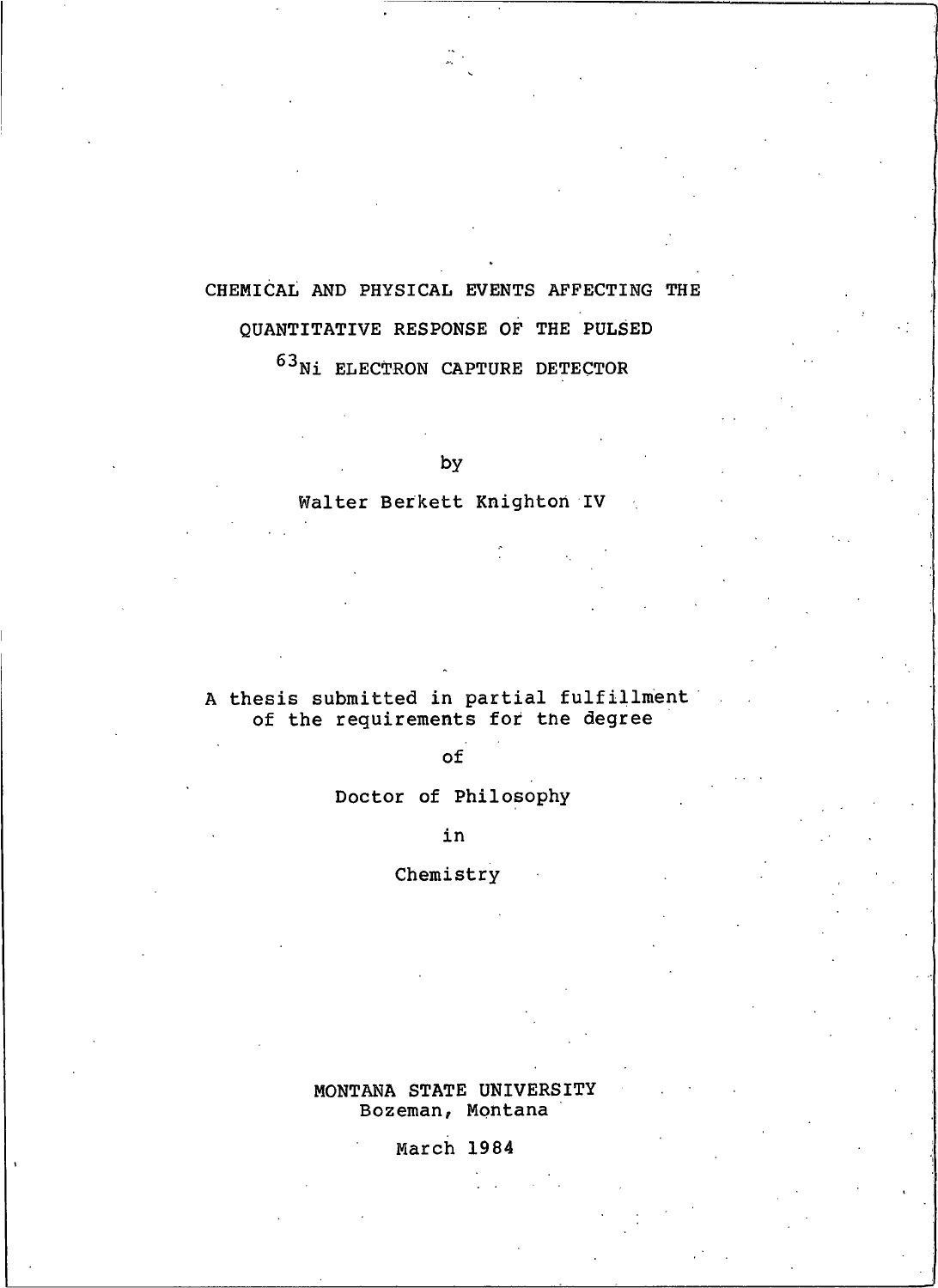# CHEMICAL AND PHYSICAL EVENTS AFFECTING THE QUANTITATIVE RESPONSE OF THE PULSED $^{63}$Ni ELECTRON CAPTURE DETECTOR

by

Walter Berkett Knighton IV

A thesis submitted in partial fulfillment of the requirements for the degree

of

Doctor of Philosophy

in

Chemistry

MONTANA STATE UNIVERSITY
Bozeman, Montana

March 1984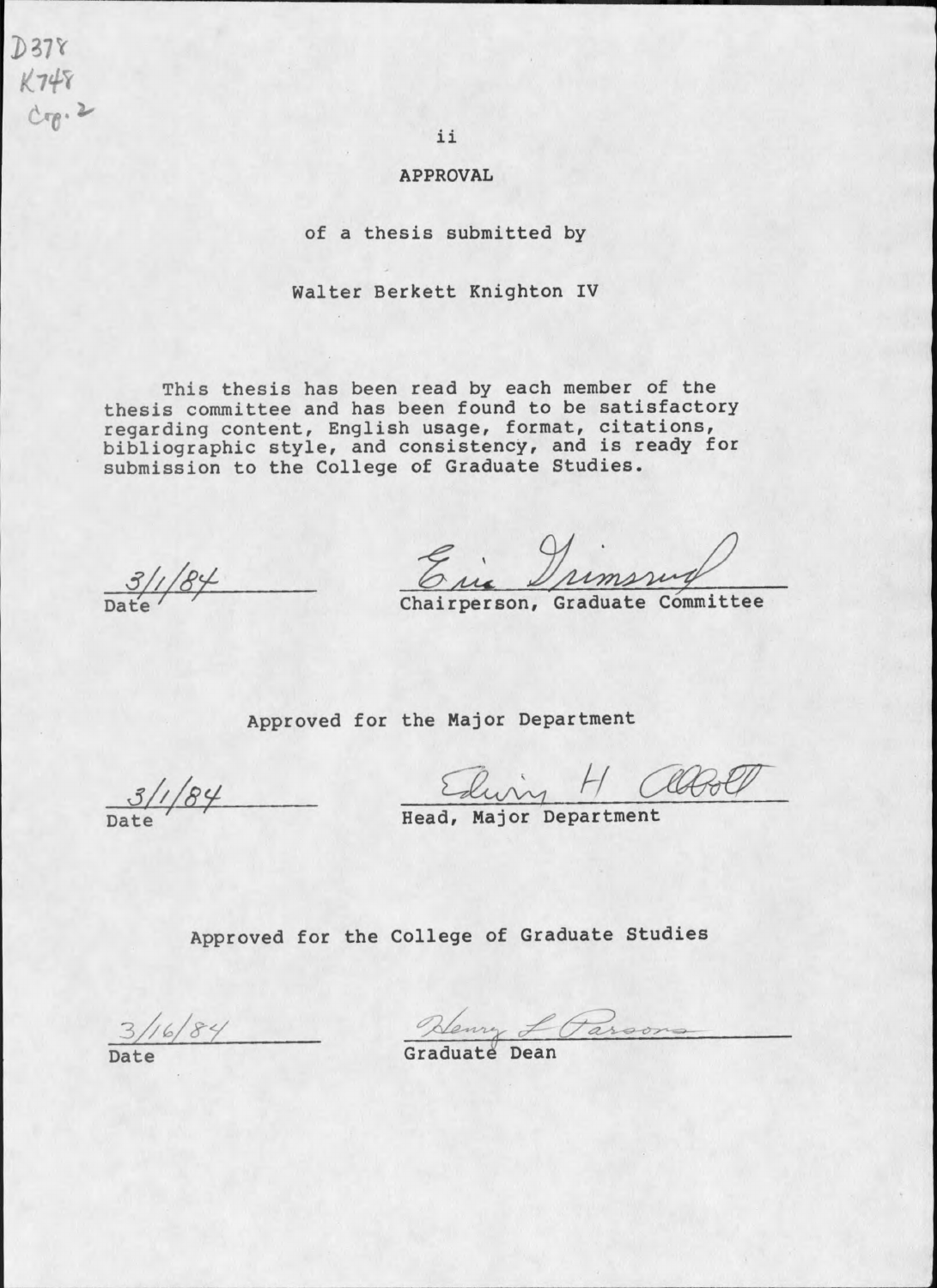D378
K748
Cop. 2

# APPROVAL

of a thesis submitted by

Walter Berkett Knighton IV

This thesis has been read by each member of the thesis committee and has been found to be satisfactory regarding content, English usage, format, citations, bibliographic style, and consistency, and is ready for submission to the College of Graduate Studies.

3/1/84 — Date

Eric Grimsrud — Chairperson, Graduate Committee

Approved for the Major Department

3/1/84 — Date

Edwin H Abbott — Head, Major Department

Approved for the College of Graduate Studies

3/16/84 — Date

Henry L Parsons — Graduate Dean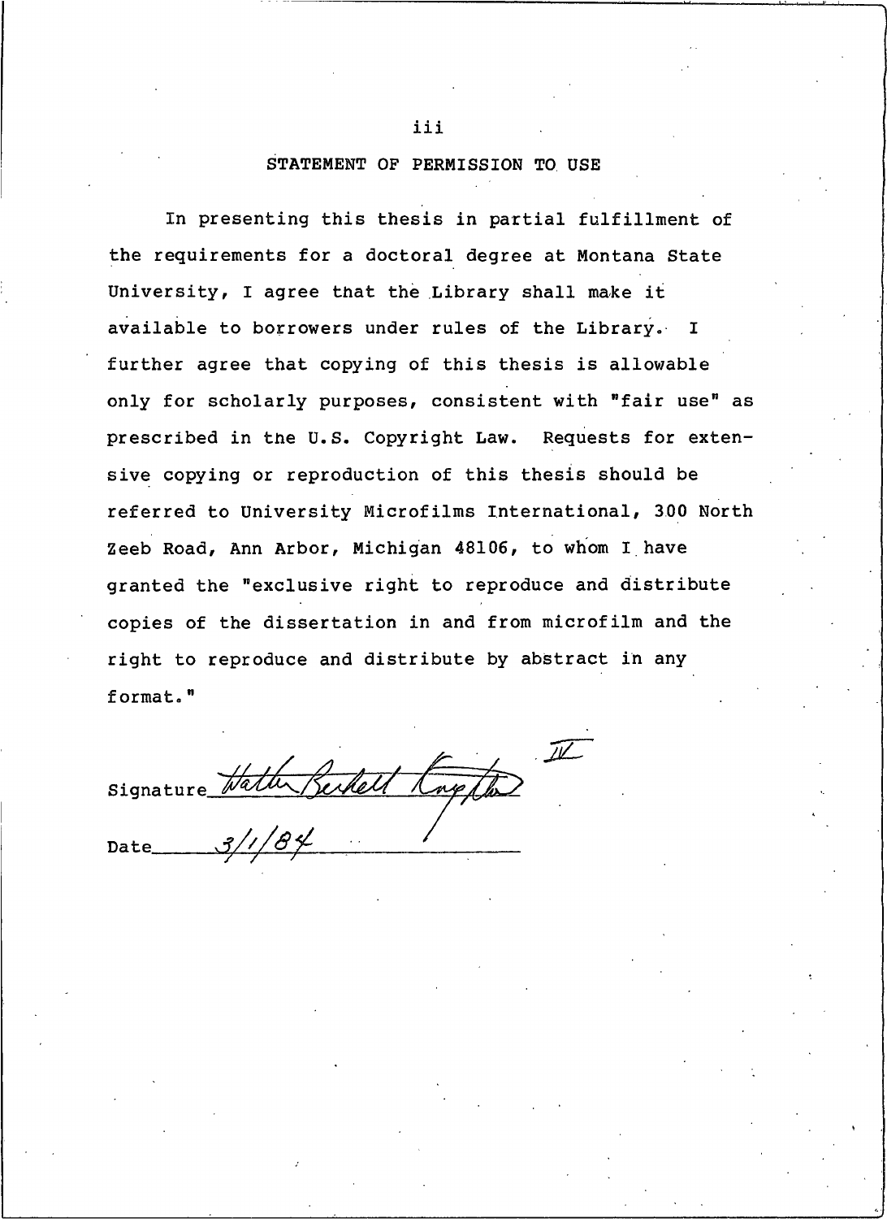## STATEMENT OF PERMISSION TO USE

In presenting this thesis in partial fulfillment of the requirements for a doctoral degree at Montana State University, I agree that the Library shall make it available to borrowers under rules of the Library. I further agree that copying of this thesis is allowable only for scholarly purposes, consistent with "fair use" as prescribed in the U.S. Copyright Law. Requests for extensive copying or reproduction of this thesis should be referred to University Microfilms International, 300 North Zeeb Road, Ann Arbor, Michigan 48106, to whom I have granted the "exclusive right to reproduce and distribute copies of the dissertation in and from microfilm and the right to reproduce and distribute by abstract in any format."

Signature *Walter Berkeley Knighton IV*

Date *3/1/84*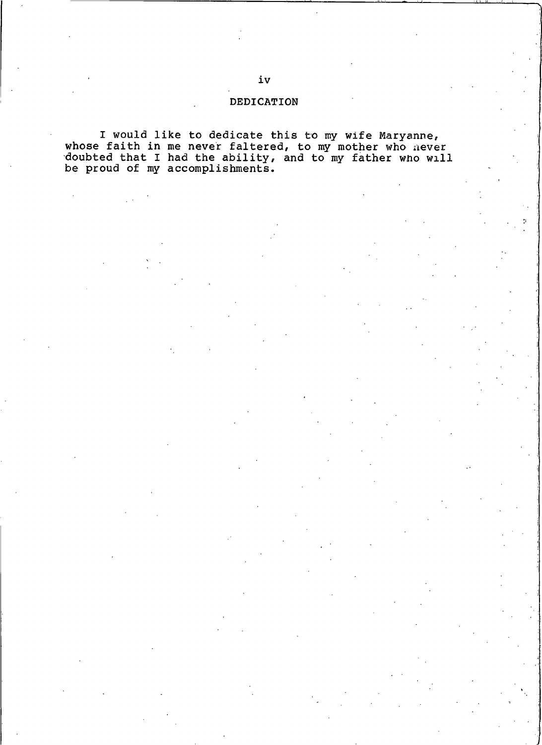# DEDICATION

I would like to dedicate this to my wife Maryanne, whose faith in me never faltered, to my mother who never doubted that I had the ability, and to my father who will be proud of my accomplishments.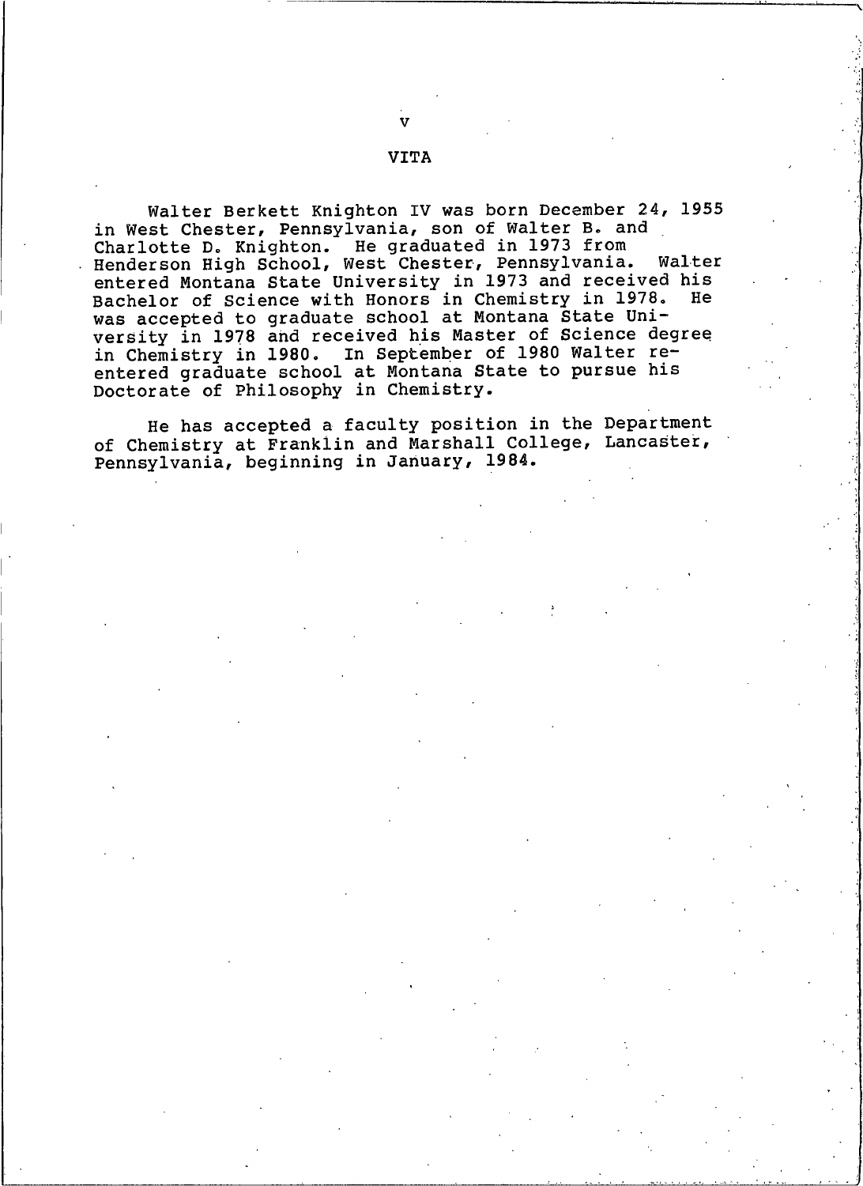## VITA

Walter Berkett Knighton IV was born December 24, 1955 in West Chester, Pennsylvania, son of Walter B. and Charlotte D. Knighton. He graduated in 1973 from Henderson High School, West Chester, Pennsylvania. Walter entered Montana State University in 1973 and received his Bachelor of Science with Honors in Chemistry in 1978. He was accepted to graduate school at Montana State University in 1978 and received his Master of Science degree in Chemistry in 1980. In September of 1980 Walter re-entered graduate school at Montana State to pursue his Doctorate of Philosophy in Chemistry.

He has accepted a faculty position in the Department of Chemistry at Franklin and Marshall College, Lancaster, Pennsylvania, beginning in January, 1984.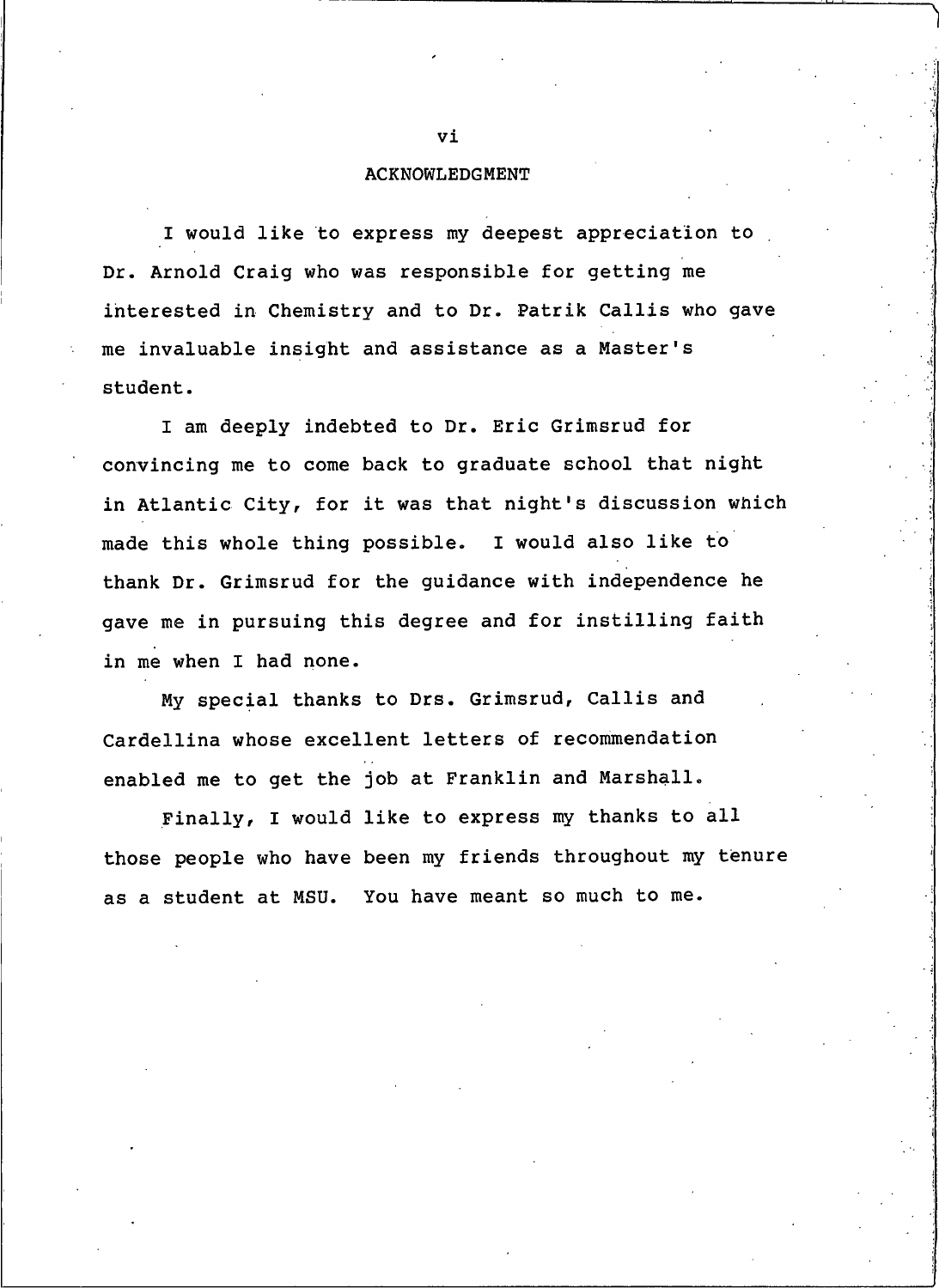## ACKNOWLEDGMENT

I would like to express my deepest appreciation to Dr. Arnold Craig who was responsible for getting me interested in Chemistry and to Dr. Patrik Callis who gave me invaluable insight and assistance as a Master's student.

I am deeply indebted to Dr. Eric Grimsrud for convincing me to come back to graduate school that night in Atlantic City, for it was that night's discussion which made this whole thing possible. I would also like to thank Dr. Grimsrud for the guidance with independence he gave me in pursuing this degree and for instilling faith in me when I had none.

My special thanks to Drs. Grimsrud, Callis and Cardellina whose excellent letters of recommendation enabled me to get the job at Franklin and Marshall.

Finally, I would like to express my thanks to all those people who have been my friends throughout my tenure as a student at MSU. You have meant so much to me.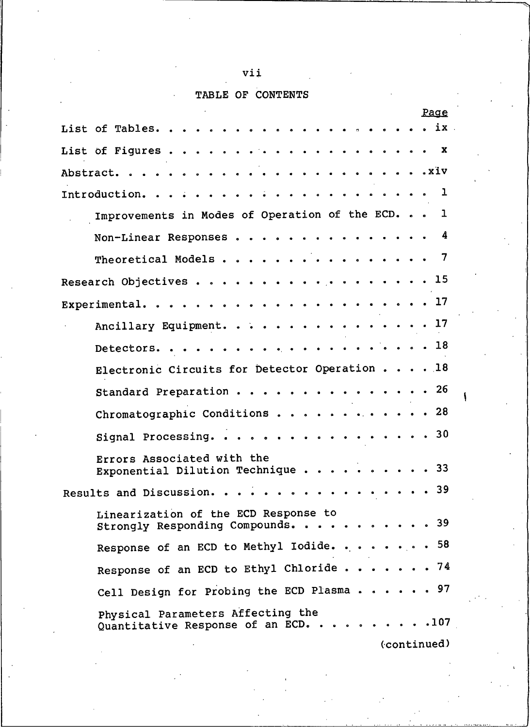# TABLE OF CONTENTS

| | Page |
|---|---|
| List of Tables | ix |
| List of Figures | x |
| Abstract | xiv |
| Introduction | 1 |
| Improvements in Modes of Operation of the ECD | 1 |
| Non-Linear Responses | 4 |
| Theoretical Models | 7 |
| Research Objectives | 15 |
| Experimental | 17 |
| Ancillary Equipment | 17 |
| Detectors | 18 |
| Electronic Circuits for Detector Operation | 18 |
| Standard Preparation | 26 |
| Chromatographic Conditions | 28 |
| Signal Processing | 30 |
| Errors Associated with the Exponential Dilution Technique | 33 |
| Results and Discussion | 39 |
| Linearization of the ECD Response to Strongly Responding Compounds | 39 |
| Response of an ECD to Methyl Iodide | 58 |
| Response of an ECD to Ethyl Chloride | 74 |
| Cell Design for Probing the ECD Plasma | 97 |
| Physical Parameters Affecting the Quantitative Response of an ECD | 107 |

(continued)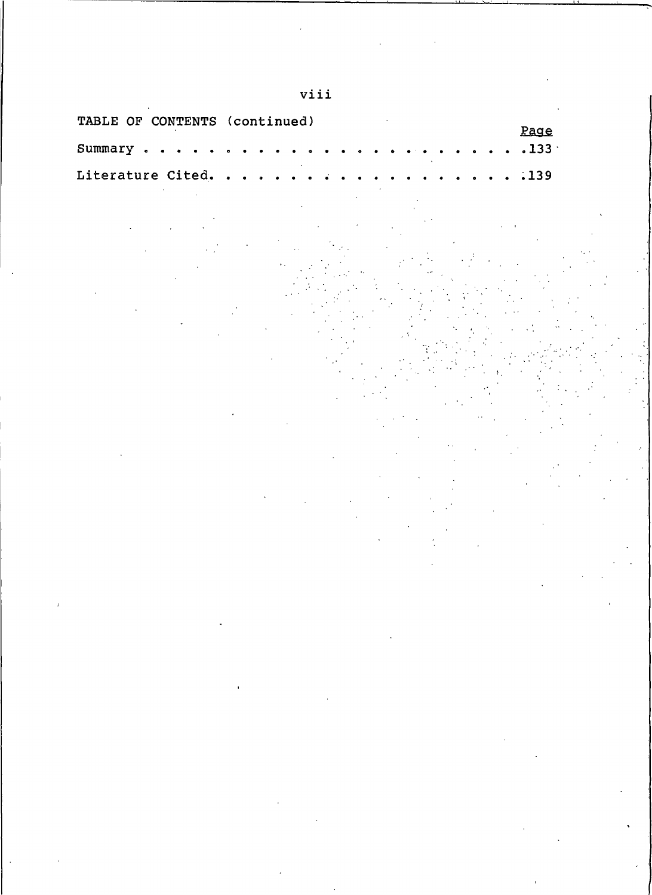TABLE OF CONTENTS (continued)

| | Page |
|---|---|
| Summary | 133 |
| Literature Cited | 139 |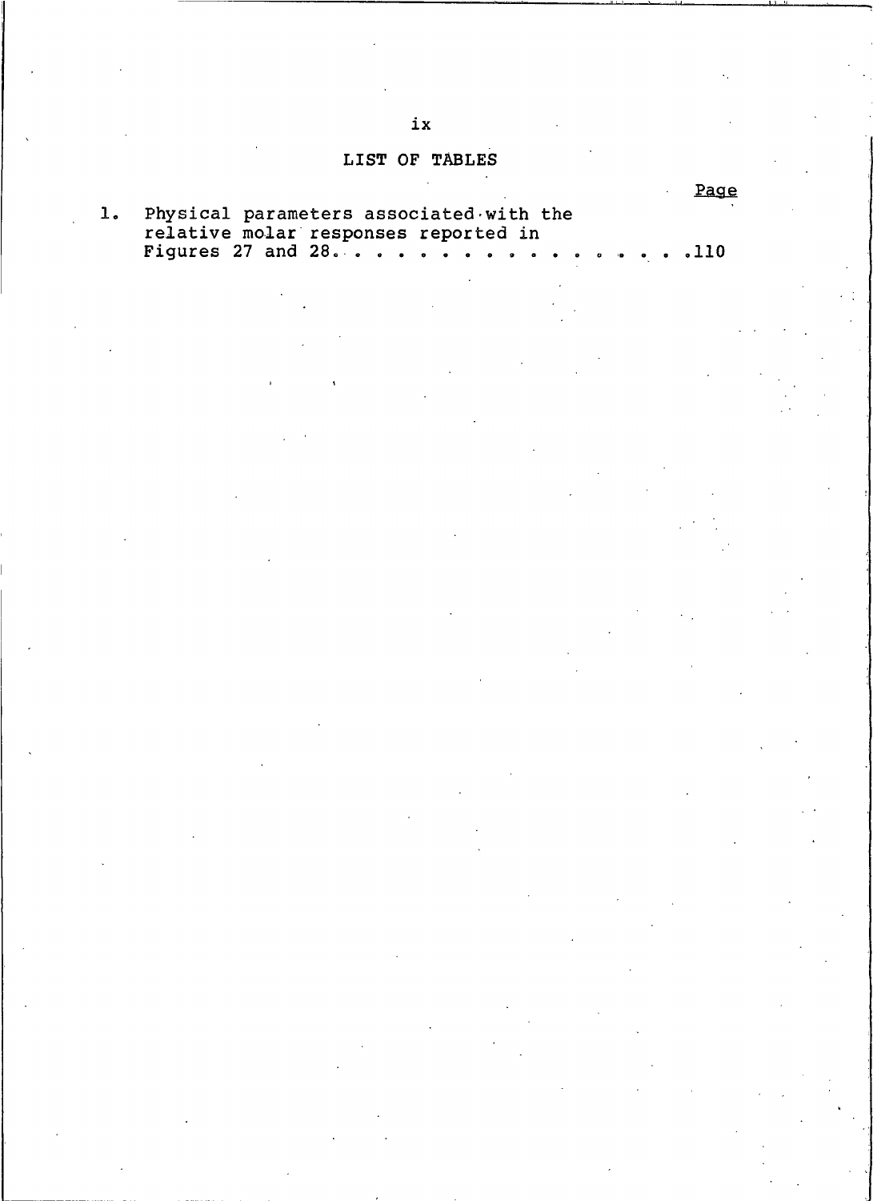# LIST OF TABLES

| | | Page |
|---|---|---|
| 1. | Physical parameters associated with the relative molar responses reported in Figures 27 and 28 | 110 |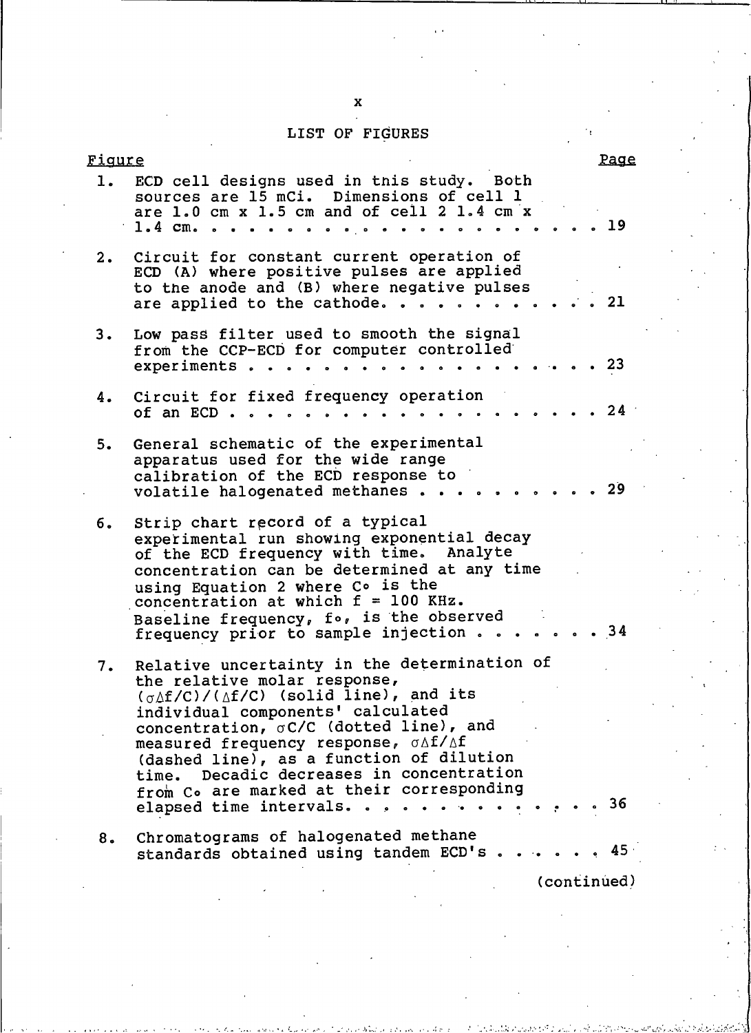## LIST OF FIGURES

| Figure | | Page |
|---|---|---|
| 1. | ECD cell designs used in this study. Both sources are 15 mCi. Dimensions of cell 1 are 1.0 cm x 1.5 cm and of cell 2 1.4 cm x 1.4 cm. | 19 |
| 2. | Circuit for constant current operation of ECD (A) where positive pulses are applied to the anode and (B) where negative pulses are applied to the cathode. | 21 |
| 3. | Low pass filter used to smooth the signal from the CCP-ECD for computer controlled experiments | 23 |
| 4. | Circuit for fixed frequency operation of an ECD | 24 |
| 5. | General schematic of the experimental apparatus used for the wide range calibration of the ECD response to volatile halogenated methanes | 29 |
| 6. | Strip chart record of a typical experimental run showing exponential decay of the ECD frequency with time. Analyte concentration can be determined at any time using Equation 2 where $C_o$ is the concentration at which f = 100 KHz. Baseline frequency, $f_o$, is the observed frequency prior to sample injection | 34 |
| 7. | Relative uncertainty in the determination of the relative molar response, $(\sigma\Delta f/C)/(\Delta f/C)$ (solid line), and its individual components' calculated concentration, $\sigma C/C$ (dotted line), and measured frequency response, $\sigma\Delta f/\Delta f$ (dashed line), as a function of dilution time. Decadic decreases in concentration from $C_o$ are marked at their corresponding elapsed time intervals. | 36 |
| 8. | Chromatograms of halogenated methane standards obtained using tandem ECD's | 45 |

(continued)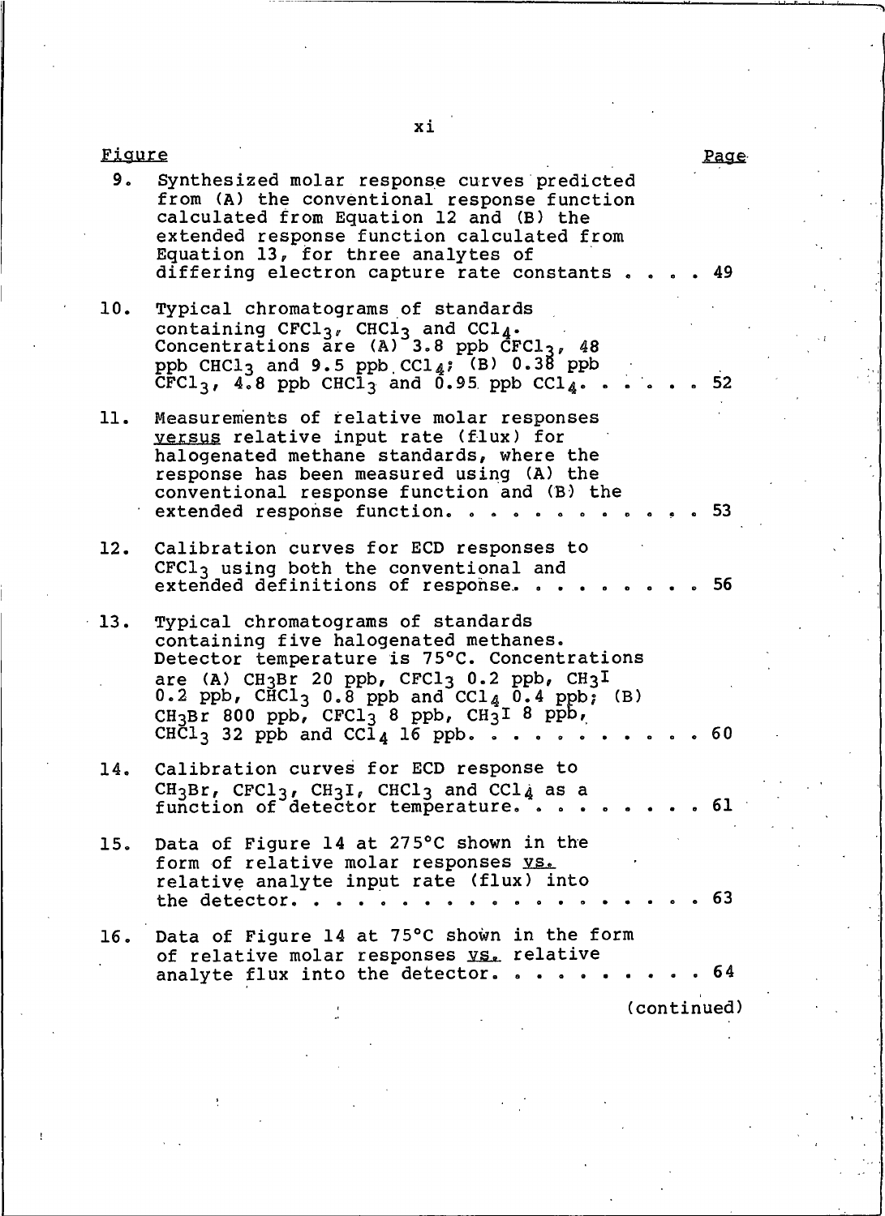| Figure | | Page |
|---|---|---|
| 9. | Synthesized molar response curves predicted from (A) the conventional response function calculated from Equation 12 and (B) the extended response function calculated from Equation 13, for three analytes of differing electron capture rate constants | 49 |
| 10. | Typical chromatograms of standards containing $CFCl_3$, $CHCl_3$ and $CCl_4$. Concentrations are (A) 3.8 ppb $CFCl_3$, 48 ppb $CHCl_3$ and 9.5 ppb $CCl_4$; (B) 0.38 ppb $CFCl_3$, 4.8 ppb $CHCl_3$ and 0.95 ppb $CCl_4$. | 52 |
| 11. | Measurements of relative molar responses *versus* relative input rate (flux) for halogenated methane standards, where the response has been measured using (A) the conventional response function and (B) the extended response function. | 53 |
| 12. | Calibration curves for ECD responses to $CFCl_3$ using both the conventional and extended definitions of response. | 56 |
| 13. | Typical chromatograms of standards containing five halogenated methanes. Detector temperature is 75°C. Concentrations are (A) $CH_3Br$ 20 ppb, $CFCl_3$ 0.2 ppb, $CH_3I$ 0.2 ppb, $CHCl_3$ 0.8 ppb and $CCl_4$ 0.4 ppb; (B) $CH_3Br$ 800 ppb, $CFCl_3$ 8 ppb, $CH_3I$ 8 ppb, $CHCl_3$ 32 ppb and $CCl_4$ 16 ppb. | 60 |
| 14. | Calibration curves for ECD response to $CH_3Br$, $CFCl_3$, $CH_3I$, $CHCl_3$ and $CCl_4$ as a function of detector temperature. | 61 |
| 15. | Data of Figure 14 at 275°C shown in the form of relative molar responses *vs.* relative analyte input rate (flux) into the detector. | 63 |
| 16. | Data of Figure 14 at 75°C shown in the form of relative molar responses *vs.* relative analyte flux into the detector. | 64 |

(continued)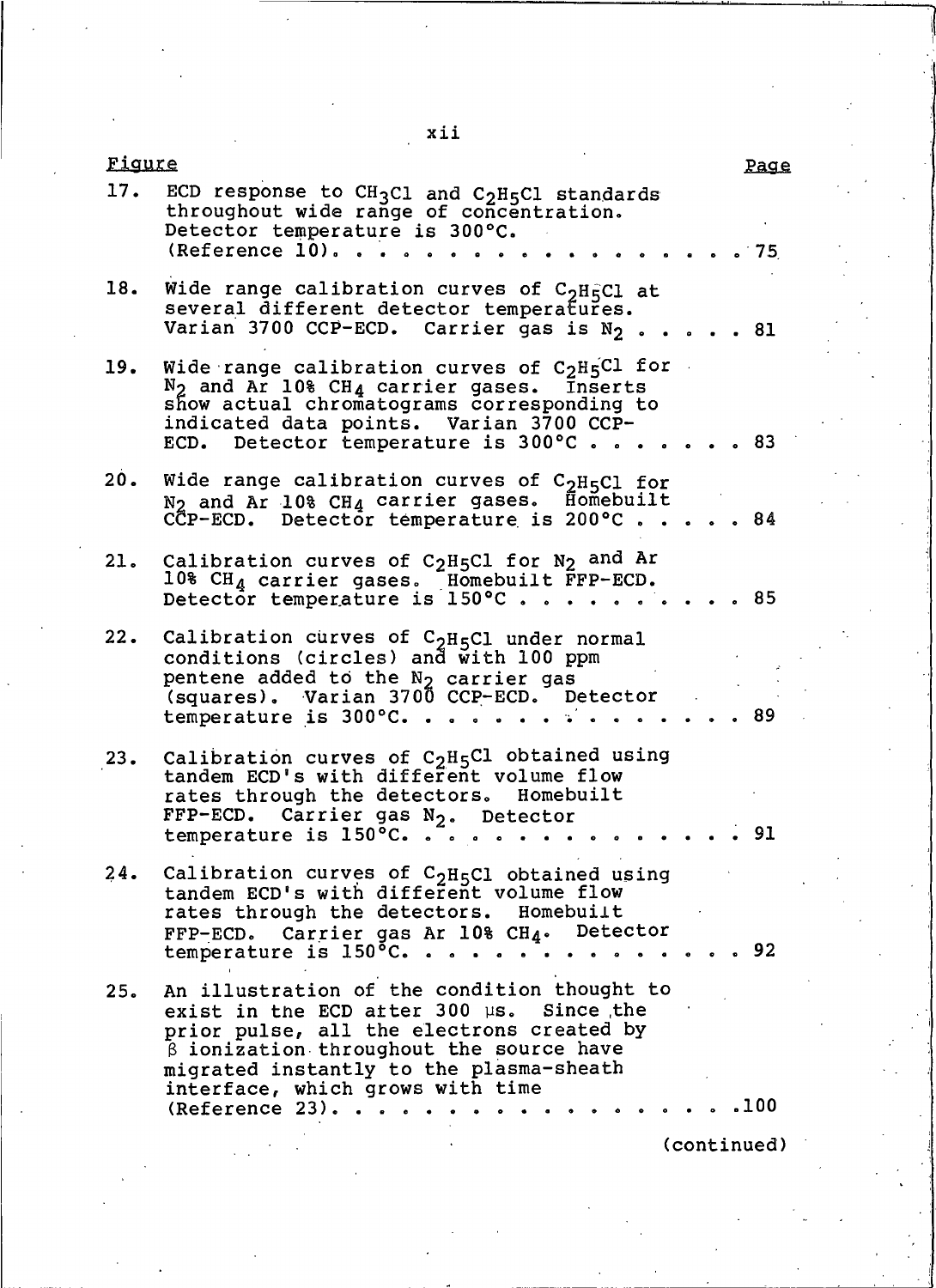| Figure | | Page |
|---|---|---|
| 17. | ECD response to $CH_3Cl$ and $C_2H_5Cl$ standards throughout wide range of concentration. Detector temperature is 300°C. (Reference 10) | 75 |
| 18. | Wide range calibration curves of $C_2H_5Cl$ at several different detector temperatures. Varian 3700 CCP-ECD. Carrier gas is $N_2$ | 81 |
| 19. | Wide range calibration curves of $C_2H_5Cl$ for $N_2$ and Ar 10% $CH_4$ carrier gases. Inserts show actual chromatograms corresponding to indicated data points. Varian 3700 CCP-ECD. Detector temperature is 300°C | 83 |
| 20. | Wide range calibration curves of $C_2H_5Cl$ for $N_2$ and Ar 10% $CH_4$ carrier gases. Homebuilt CCP-ECD. Detector temperature is 200°C | 84 |
| 21. | Calibration curves of $C_2H_5Cl$ for $N_2$ and Ar 10% $CH_4$ carrier gases. Homebuilt FFP-ECD. Detector temperature is 150°C | 85 |
| 22. | Calibration curves of $C_2H_5Cl$ under normal conditions (circles) and with 100 ppm pentene added to the $N_2$ carrier gas (squares). Varian 3700 CCP-ECD. Detector temperature is 300°C. | 89 |
| 23. | Calibration curves of $C_2H_5Cl$ obtained using tandem ECD's with different volume flow rates through the detectors. Homebuilt FFP-ECD. Carrier gas $N_2$. Detector temperature is 150°C. | 91 |
| 24. | Calibration curves of $C_2H_5Cl$ obtained using tandem ECD's with different volume flow rates through the detectors. Homebuilt FFP-ECD. Carrier gas Ar 10% $CH_4$. Detector temperature is 150°C. | 92 |
| 25. | An illustration of the condition thought to exist in the ECD after 300 μs. Since the prior pulse, all the electrons created by β ionization throughout the source have migrated instantly to the plasma-sheath interface, which grows with time (Reference 23) | 100 |

(continued)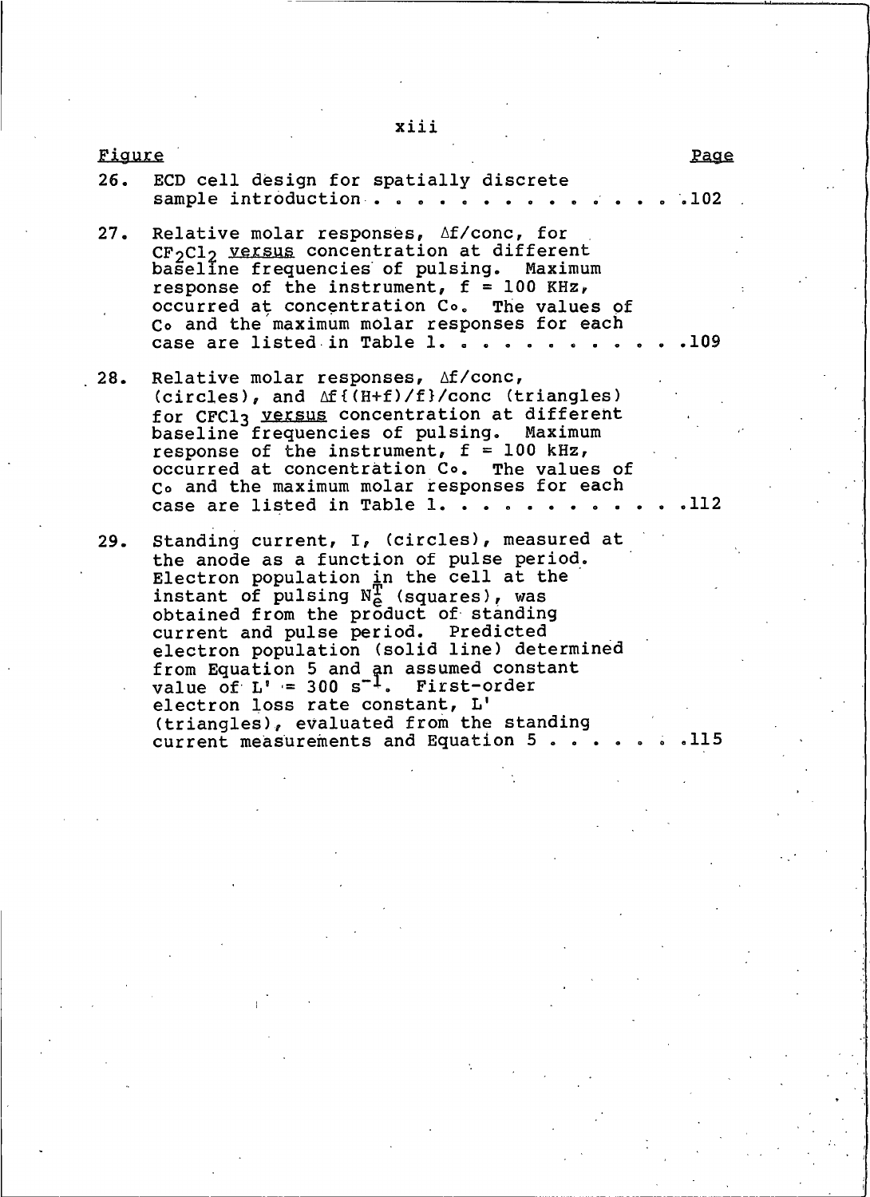| Figure | | Page |
|---|---|---|
| 26. | ECD cell design for spatially discrete sample introduction | 102 |
| 27. | Relative molar responses, $\Delta f$/conc, for $CF_2Cl_2$ *versus* concentration at different baseline frequencies of pulsing. Maximum response of the instrument, f = 100 KHz, occurred at concentration $C_o$. The values of $C_o$ and the maximum molar responses for each case are listed in Table 1. | 109 |
| 28. | Relative molar responses, $\Delta f$/conc, (circles), and $\Delta f\{(H+f)/f\}$/conc (triangles) for $CFCl_3$ *versus* concentration at different baseline frequencies of pulsing. Maximum response of the instrument, f = 100 kHz, occurred at concentration $C_o$. The values of $C_o$ and the maximum molar responses for each case are listed in Table 1. | 112 |
| 29. | Standing current, I, (circles), measured at the anode as a function of pulse period. Electron population in the cell at the instant of pulsing $N_e^T$ (squares), was obtained from the product of standing current and pulse period. Predicted electron population (solid line) determined from Equation 5 and an assumed constant value of $L' = 300\ s^{-1}$. First-order electron loss rate constant, L' (triangles), evaluated from the standing current measurements and Equation 5 | 115 |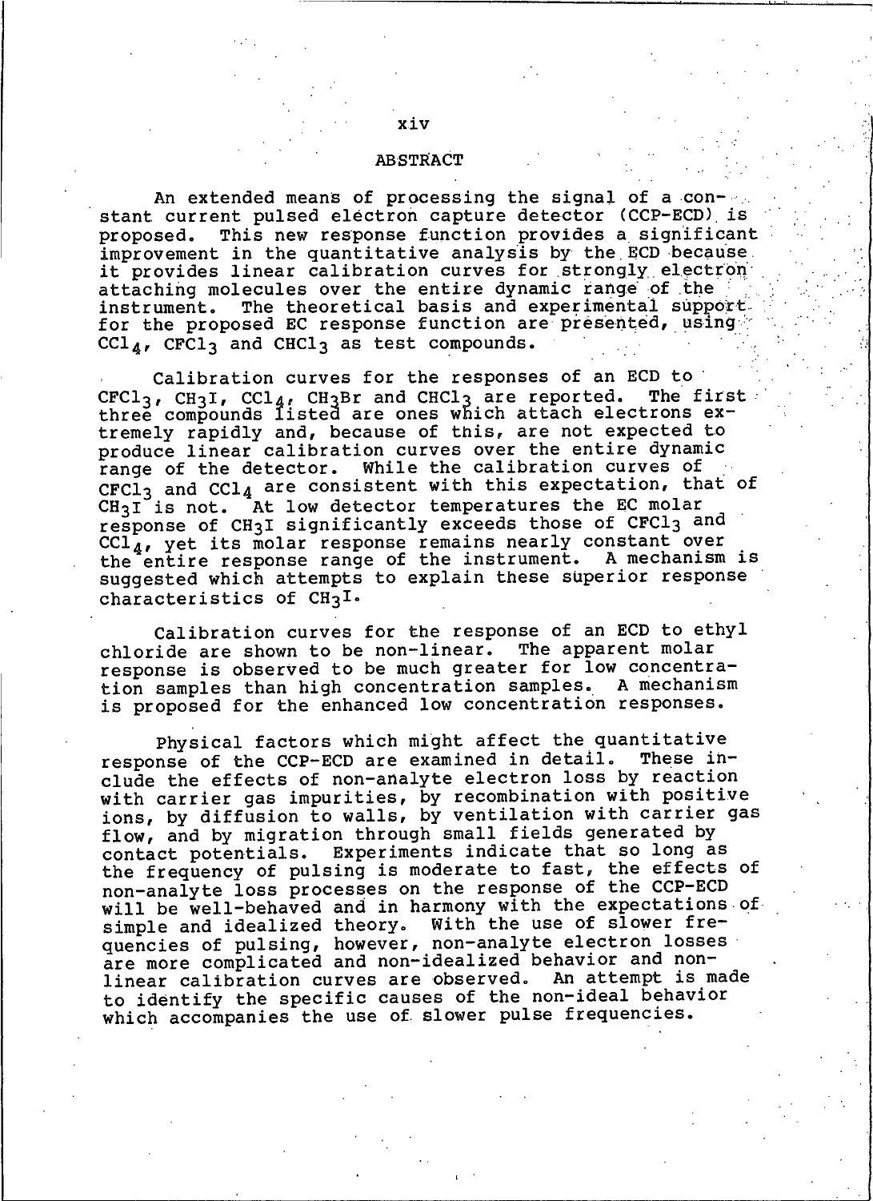# ABSTRACT

An extended means of processing the signal of a constant current pulsed electron capture detector (CCP-ECD) is proposed. This new response function provides a significant improvement in the quantitative analysis by the ECD because it provides linear calibration curves for strongly electron attaching molecules over the entire dynamic range of the instrument. The theoretical basis and experimental support for the proposed EC response function are presented, using $CCl_4$, $CFCl_3$ and $CHCl_3$ as test compounds.

Calibration curves for the responses of an ECD to $CFCl_3$, $CH_3I$, $CCl_4$, $CH_3Br$ and $CHCl_3$ are reported. The first three compounds listed are ones which attach electrons extremely rapidly and, because of this, are not expected to produce linear calibration curves over the entire dynamic range of the detector. While the calibration curves of $CFCl_3$ and $CCl_4$ are consistent with this expectation, that of $CH_3I$ is not. At low detector temperatures the EC molar response of $CH_3I$ significantly exceeds those of $CFCl_3$ and $CCl_4$, yet its molar response remains nearly constant over the entire response range of the instrument. A mechanism is suggested which attempts to explain these superior response characteristics of $CH_3I$.

Calibration curves for the response of an ECD to ethyl chloride are shown to be non-linear. The apparent molar response is observed to be much greater for low concentration samples than high concentration samples. A mechanism is proposed for the enhanced low concentration responses.

Physical factors which might affect the quantitative response of the CCP-ECD are examined in detail. These include the effects of non-analyte electron loss by reaction with carrier gas impurities, by recombination with positive ions, by diffusion to walls, by ventilation with carrier gas flow, and by migration through small fields generated by contact potentials. Experiments indicate that so long as the frequency of pulsing is moderate to fast, the effects of non-analyte loss processes on the response of the CCP-ECD will be well-behaved and in harmony with the expectations of simple and idealized theory. With the use of slower frequencies of pulsing, however, non-analyte electron losses are more complicated and non-idealized behavior and non-linear calibration curves are observed. An attempt is made to identify the specific causes of the non-ideal behavior which accompanies the use of slower pulse frequencies.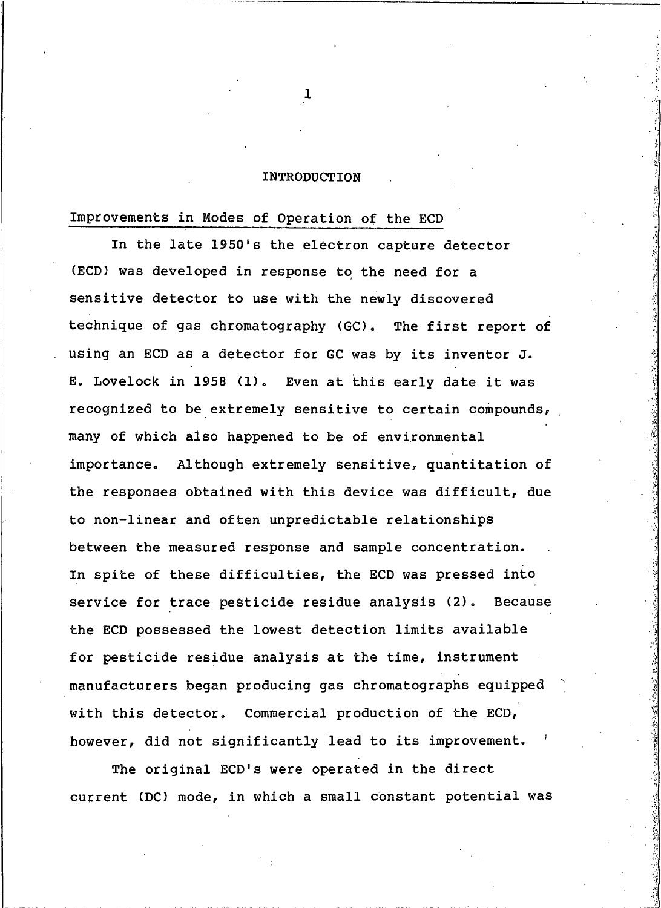# INTRODUCTION

## Improvements in Modes of Operation of the ECD

In the late 1950's the electron capture detector (ECD) was developed in response to the need for a sensitive detector to use with the newly discovered technique of gas chromatography (GC). The first report of using an ECD as a detector for GC was by its inventor J. E. Lovelock in 1958 (1). Even at this early date it was recognized to be extremely sensitive to certain compounds, many of which also happened to be of environmental importance. Although extremely sensitive, quantitation of the responses obtained with this device was difficult, due to non-linear and often unpredictable relationships between the measured response and sample concentration. In spite of these difficulties, the ECD was pressed into service for trace pesticide residue analysis (2). Because the ECD possessed the lowest detection limits available for pesticide residue analysis at the time, instrument manufacturers began producing gas chromatographs equipped with this detector. Commercial production of the ECD, however, did not significantly lead to its improvement.

The original ECD's were operated in the direct current (DC) mode, in which a small constant potential was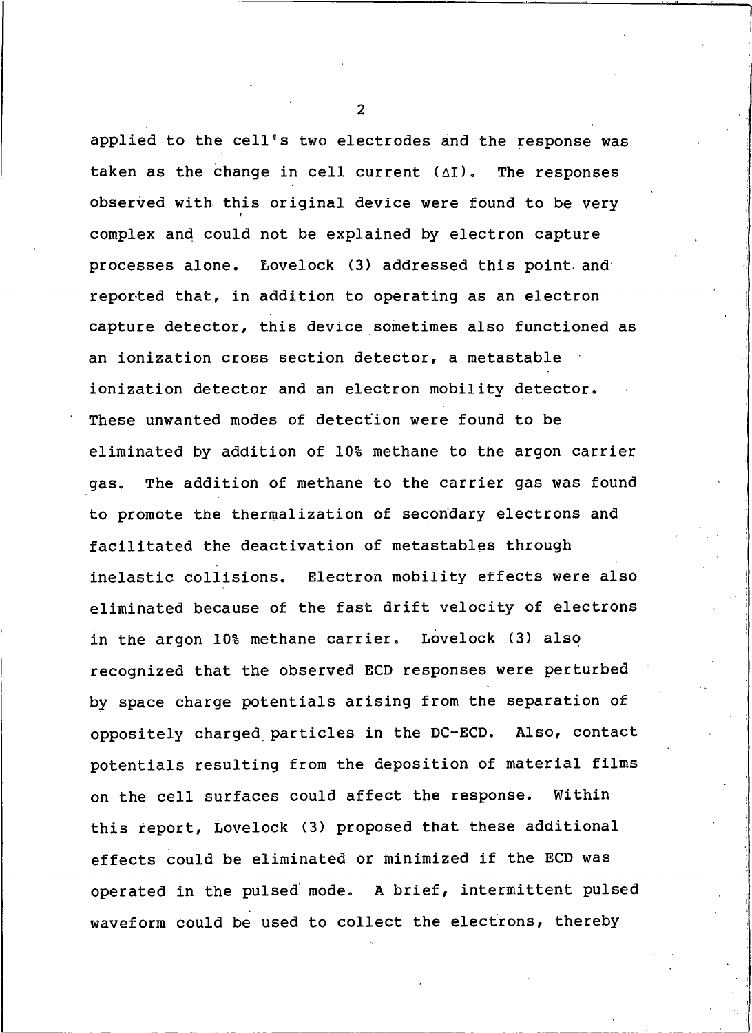applied to the cell's two electrodes and the response was taken as the change in cell current ($\Delta I$). The responses observed with this original device were found to be very complex and could not be explained by electron capture processes alone. Lovelock (3) addressed this point and reported that, in addition to operating as an electron capture detector, this device sometimes also functioned as an ionization cross section detector, a metastable ionization detector and an electron mobility detector. These unwanted modes of detection were found to be eliminated by addition of 10% methane to the argon carrier gas. The addition of methane to the carrier gas was found to promote the thermalization of secondary electrons and facilitated the deactivation of metastables through inelastic collisions. Electron mobility effects were also eliminated because of the fast drift velocity of electrons in the argon 10% methane carrier. Lovelock (3) also recognized that the observed ECD responses were perturbed by space charge potentials arising from the separation of oppositely charged particles in the DC-ECD. Also, contact potentials resulting from the deposition of material films on the cell surfaces could affect the response. Within this report, Lovelock (3) proposed that these additional effects could be eliminated or minimized if the ECD was operated in the pulsed mode. A brief, intermittent pulsed waveform could be used to collect the electrons, thereby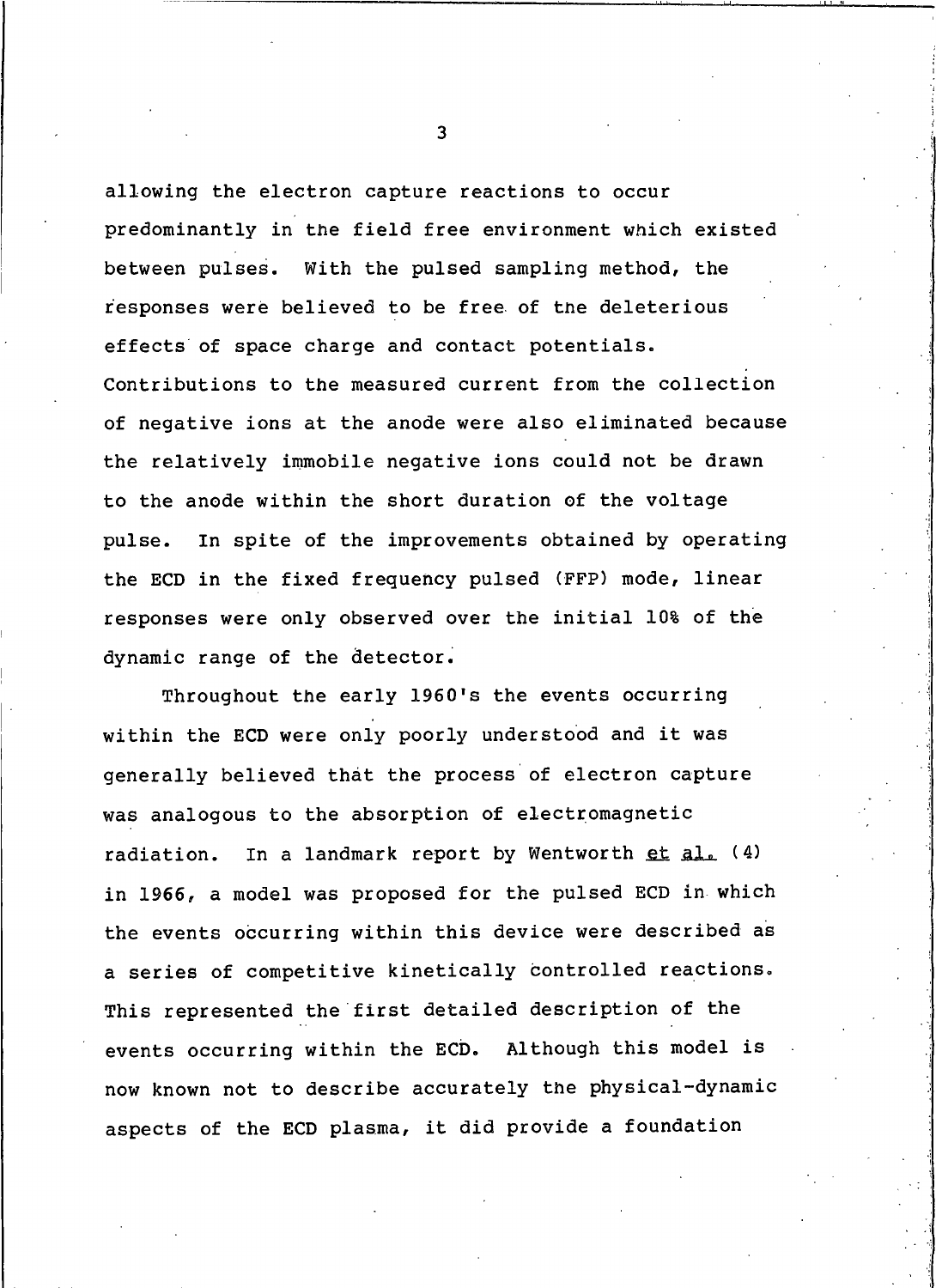allowing the electron capture reactions to occur predominantly in the field free environment which existed between pulses. With the pulsed sampling method, the responses were believed to be free of the deleterious effects of space charge and contact potentials. Contributions to the measured current from the collection of negative ions at the anode were also eliminated because the relatively immobile negative ions could not be drawn to the anode within the short duration of the voltage pulse. In spite of the improvements obtained by operating the ECD in the fixed frequency pulsed (FFP) mode, linear responses were only observed over the initial 10% of the dynamic range of the detector.

Throughout the early 1960's the events occurring within the ECD were only poorly understood and it was generally believed that the process of electron capture was analogous to the absorption of electromagnetic radiation. In a landmark report by Wentworth *et al.* (4) in 1966, a model was proposed for the pulsed ECD in which the events occurring within this device were described as a series of competitive kinetically controlled reactions. This represented the first detailed description of the events occurring within the ECD. Although this model is now known not to describe accurately the physical-dynamic aspects of the ECD plasma, it did provide a foundation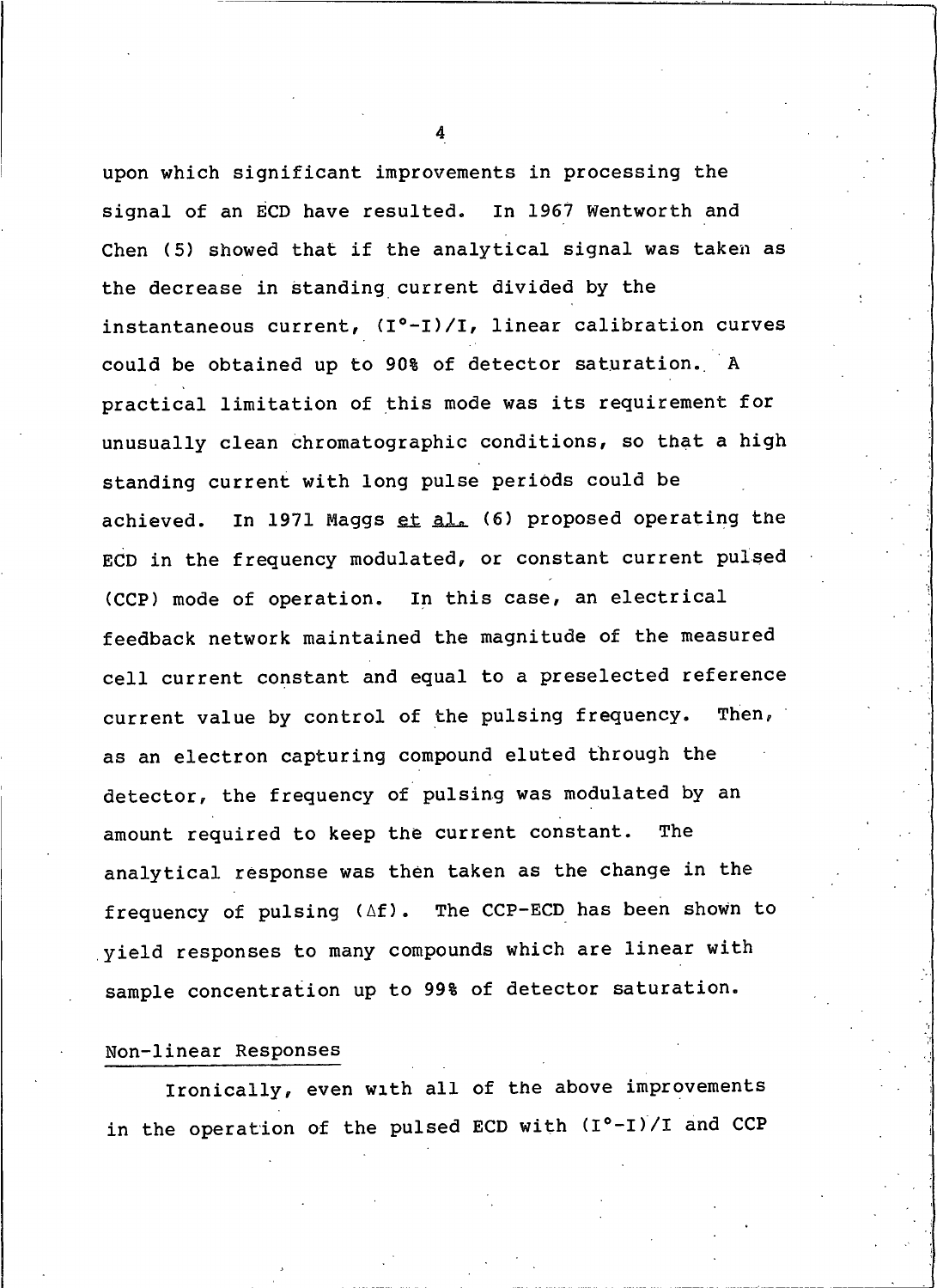upon which significant improvements in processing the signal of an ECD have resulted. In 1967 Wentworth and Chen (5) showed that if the analytical signal was taken as the decrease in standing current divided by the instantaneous current, $(I^{\circ}-I)/I$, linear calibration curves could be obtained up to 90% of detector saturation. A practical limitation of this mode was its requirement for unusually clean chromatographic conditions, so that a high standing current with long pulse periods could be achieved. In 1971 Maggs et al. (6) proposed operating the ECD in the frequency modulated, or constant current pulsed (CCP) mode of operation. In this case, an electrical feedback network maintained the magnitude of the measured cell current constant and equal to a preselected reference current value by control of the pulsing frequency. Then, as an electron capturing compound eluted through the detector, the frequency of pulsing was modulated by an amount required to keep the current constant. The analytical response was then taken as the change in the frequency of pulsing ($\Delta f$). The CCP-ECD has been shown to yield responses to many compounds which are linear with sample concentration up to 99% of detector saturation.

## Non-linear Responses

Ironically, even with all of the above improvements in the operation of the pulsed ECD with $(I^{\circ}-I)/I$ and CCP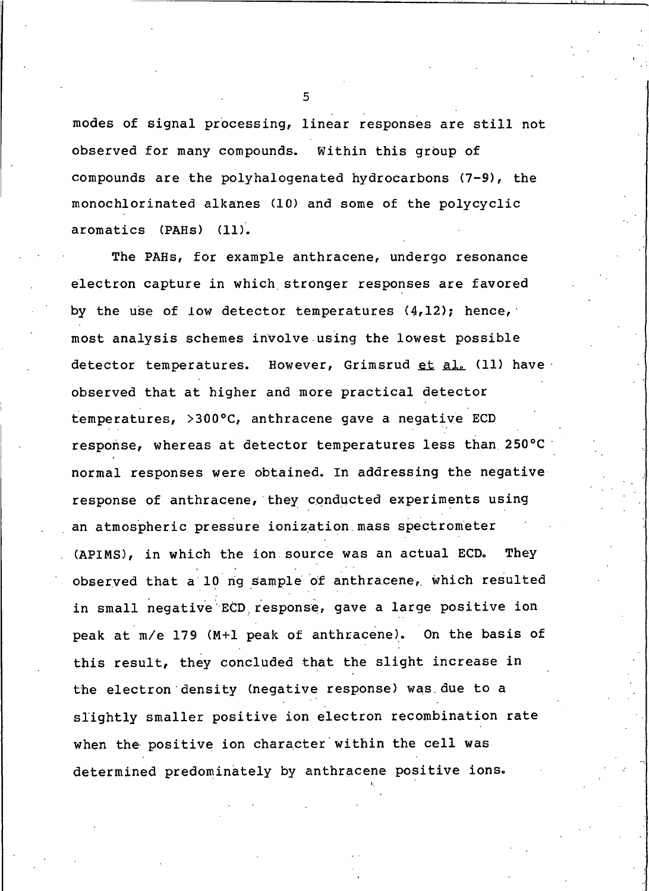modes of signal processing, linear responses are still not observed for many compounds. Within this group of compounds are the polyhalogenated hydrocarbons (7-9), the monochlorinated alkanes (10) and some of the polycyclic aromatics (PAHs) (11).

The PAHs, for example anthracene, undergo resonance electron capture in which stronger responses are favored by the use of low detector temperatures (4,12); hence, most analysis schemes involve using the lowest possible detector temperatures. However, Grimsrud et al. (11) have observed that at higher and more practical detector temperatures, >300°C, anthracene gave a negative ECD response, whereas at detector temperatures less than 250°C normal responses were obtained. In addressing the negative response of anthracene, they conducted experiments using an atmospheric pressure ionization mass spectrometer (APIMS), in which the ion source was an actual ECD. They observed that a 10 ng sample of anthracene, which resulted in small negative ECD response, gave a large positive ion peak at m/e 179 (M+1 peak of anthracene). On the basis of this result, they concluded that the slight increase in the electron density (negative response) was due to a slightly smaller positive ion electron recombination rate when the positive ion character within the cell was determined predominately by anthracene positive ions.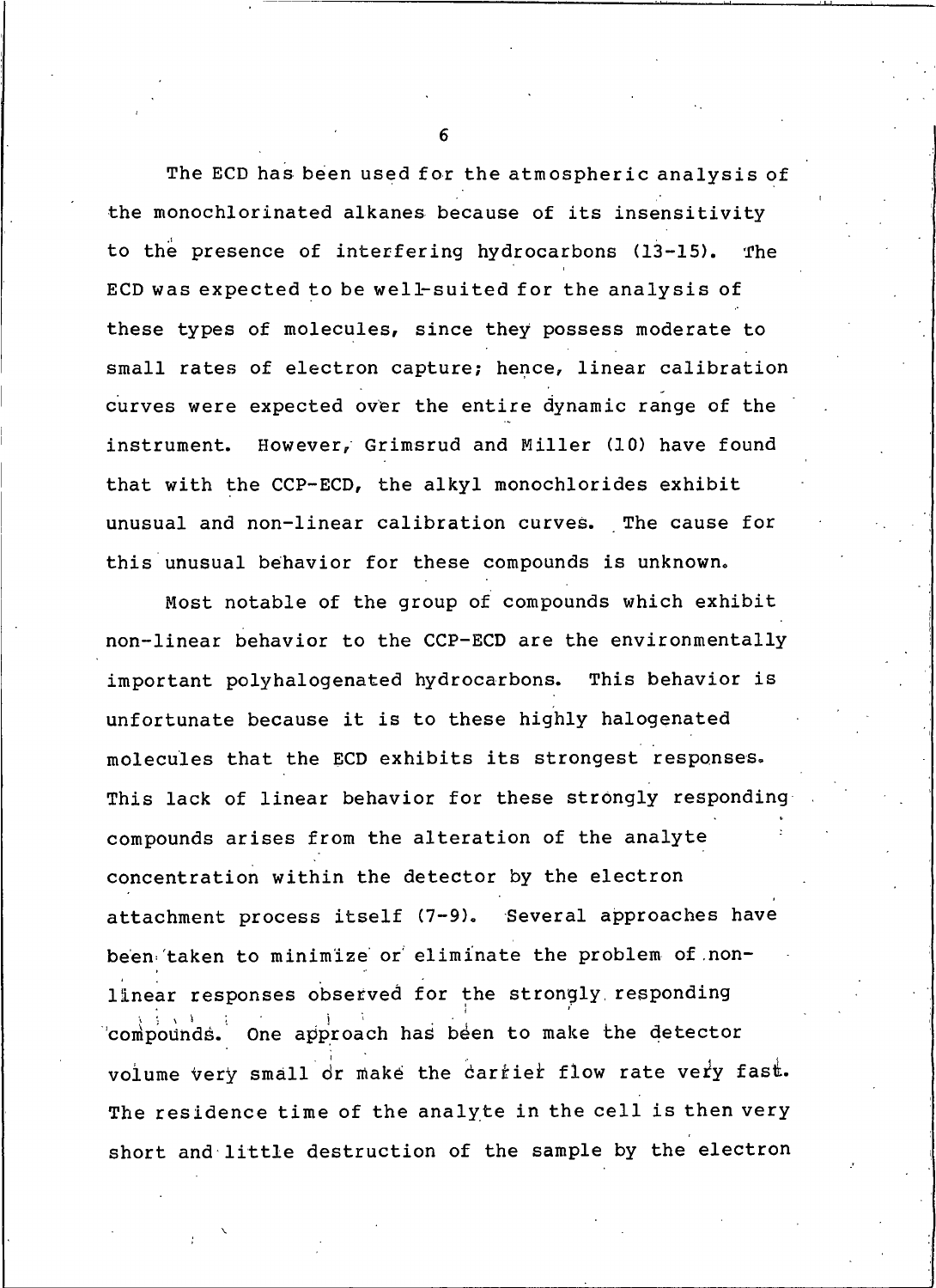The ECD has been used for the atmospheric analysis of the monochlorinated alkanes because of its insensitivity to the presence of interfering hydrocarbons (13-15). The ECD was expected to be well-suited for the analysis of these types of molecules, since they possess moderate to small rates of electron capture; hence, linear calibration curves were expected over the entire dynamic range of the instrument. However, Grimsrud and Miller (10) have found that with the CCP-ECD, the alkyl monochlorides exhibit unusual and non-linear calibration curves. The cause for this unusual behavior for these compounds is unknown.

Most notable of the group of compounds which exhibit non-linear behavior to the CCP-ECD are the environmentally important polyhalogenated hydrocarbons. This behavior is unfortunate because it is to these highly halogenated molecules that the ECD exhibits its strongest responses. This lack of linear behavior for these strongly responding compounds arises from the alteration of the analyte concentration within the detector by the electron attachment process itself (7-9). Several approaches have been taken to minimize or eliminate the problem of non-linear responses observed for the strongly responding compounds. One approach has been to make the detector volume very small or make the carrier flow rate very fast. The residence time of the analyte in the cell is then very short and little destruction of the sample by the electron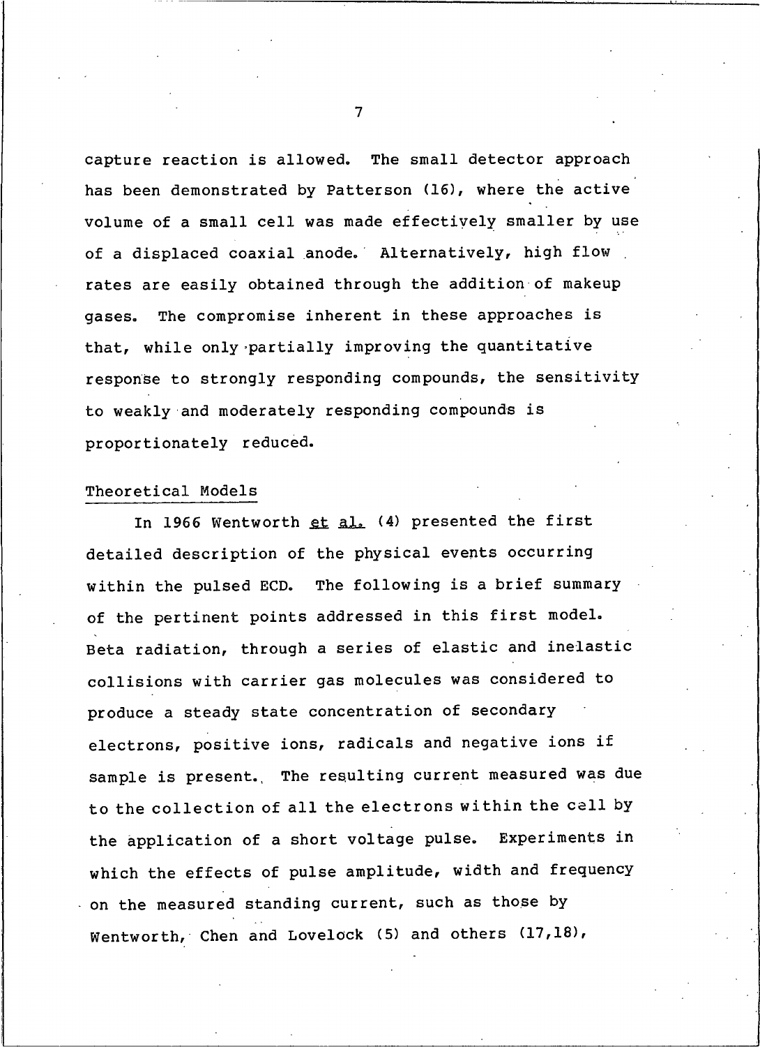capture reaction is allowed. The small detector approach has been demonstrated by Patterson (16), where the active volume of a small cell was made effectively smaller by use of a displaced coaxial anode. Alternatively, high flow rates are easily obtained through the addition of makeup gases. The compromise inherent in these approaches is that, while only partially improving the quantitative response to strongly responding compounds, the sensitivity to weakly and moderately responding compounds is proportionately reduced.

## Theoretical Models

In 1966 Wentworth *et al.* (4) presented the first detailed description of the physical events occurring within the pulsed ECD. The following is a brief summary of the pertinent points addressed in this first model. Beta radiation, through a series of elastic and inelastic collisions with carrier gas molecules was considered to produce a steady state concentration of secondary electrons, positive ions, radicals and negative ions if sample is present. The resulting current measured was due to the collection of all the electrons within the cell by the application of a short voltage pulse. Experiments in which the effects of pulse amplitude, width and frequency on the measured standing current, such as those by Wentworth, Chen and Lovelock (5) and others (17,18),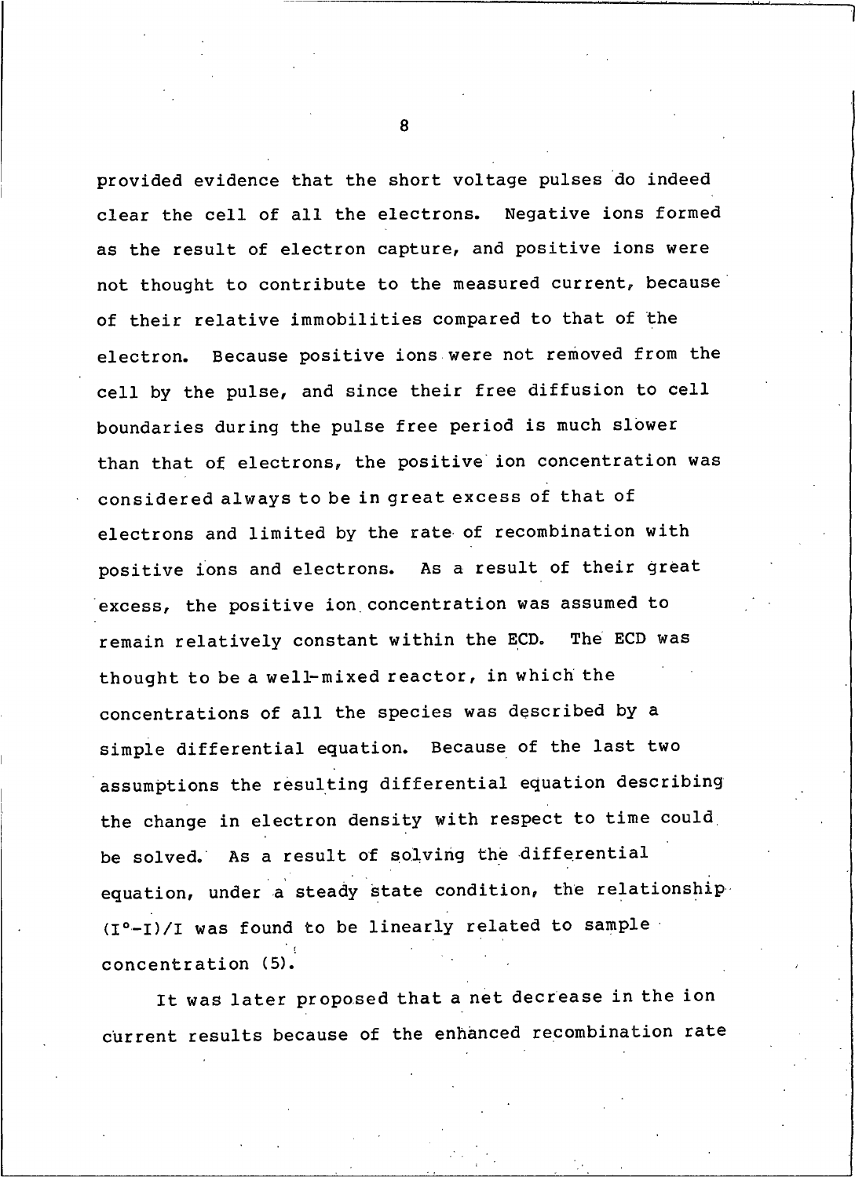provided evidence that the short voltage pulses do indeed clear the cell of all the electrons. Negative ions formed as the result of electron capture, and positive ions were not thought to contribute to the measured current, because of their relative immobilities compared to that of the electron. Because positive ions were not removed from the cell by the pulse, and since their free diffusion to cell boundaries during the pulse free period is much slower than that of electrons, the positive ion concentration was considered always to be in great excess of that of electrons and limited by the rate of recombination with positive ions and electrons. As a result of their great excess, the positive ion concentration was assumed to remain relatively constant within the ECD. The ECD was thought to be a well-mixed reactor, in which the concentrations of all the species was described by a simple differential equation. Because of the last two assumptions the resulting differential equation describing the change in electron density with respect to time could be solved. As a result of solving the differential equation, under a steady state condition, the relationship $(I^{\circ}-I)/I$ was found to be linearly related to sample concentration (5).

It was later proposed that a net decrease in the ion current results because of the enhanced recombination rate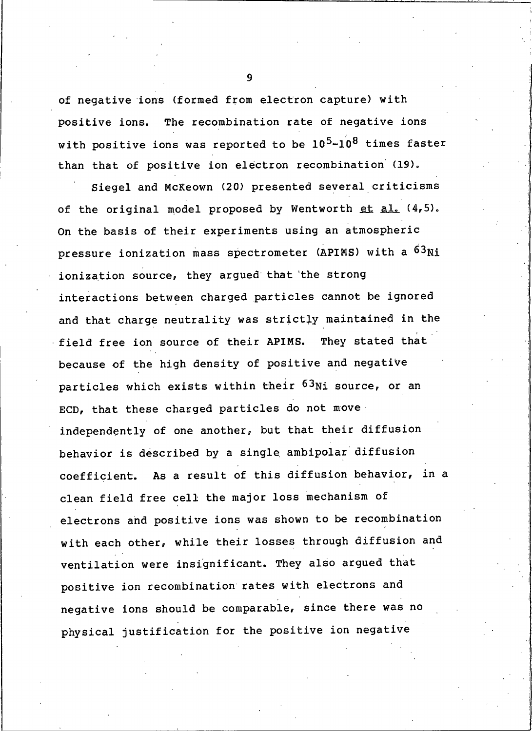of negative ions (formed from electron capture) with positive ions. The recombination rate of negative ions with positive ions was reported to be $10^5$-$10^8$ times faster than that of positive ion electron recombination (19).

Siegel and McKeown (20) presented several criticisms of the original model proposed by Wentworth *et al.* (4,5). On the basis of their experiments using an atmospheric pressure ionization mass spectrometer (APIMS) with a $^{63}Ni$ ionization source, they argued that the strong interactions between charged particles cannot be ignored and that charge neutrality was strictly maintained in the field free ion source of their APIMS. They stated that because of the high density of positive and negative particles which exists within their $^{63}Ni$ source, or an ECD, that these charged particles do not move independently of one another, but that their diffusion behavior is described by a single ambipolar diffusion coefficient. As a result of this diffusion behavior, in a clean field free cell the major loss mechanism of electrons and positive ions was shown to be recombination with each other, while their losses through diffusion and ventilation were insignificant. They also argued that positive ion recombination rates with electrons and negative ions should be comparable, since there was no physical justification for the positive ion negative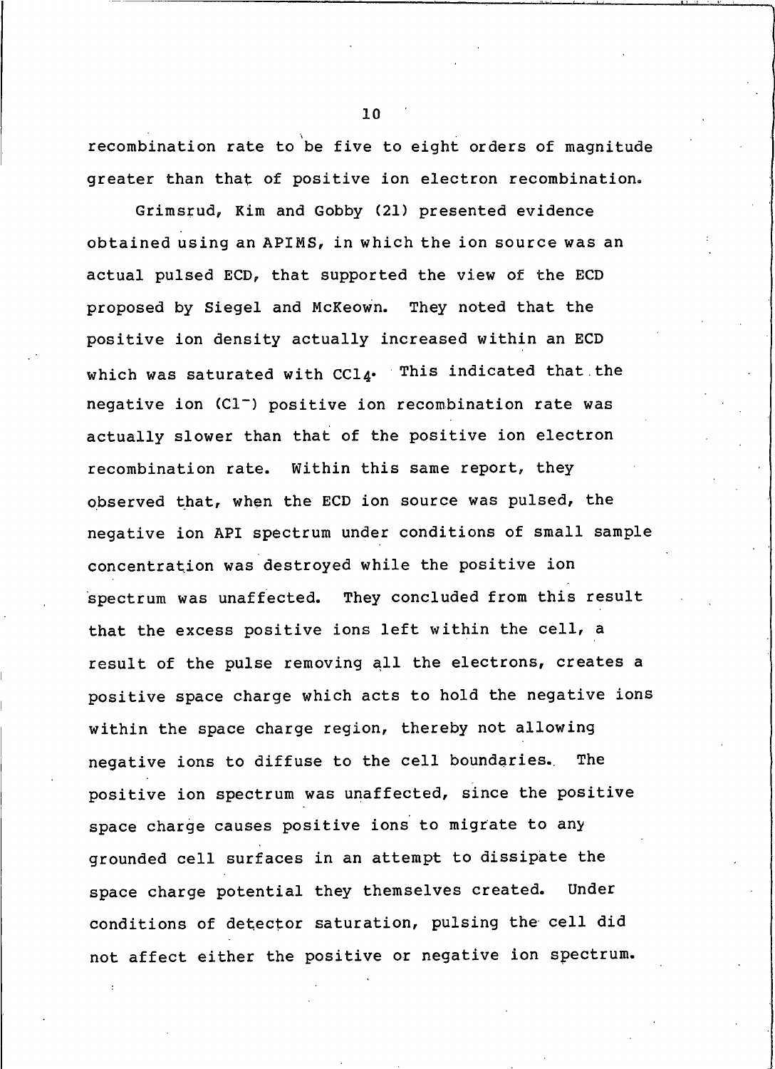recombination rate to be five to eight orders of magnitude greater than that of positive ion electron recombination.

Grimsrud, Kim and Gobby (21) presented evidence obtained using an APIMS, in which the ion source was an actual pulsed ECD, that supported the view of the ECD proposed by Siegel and McKeown. They noted that the positive ion density actually increased within an ECD which was saturated with $CCl_4$. This indicated that the negative ion ($Cl^-$) positive ion recombination rate was actually slower than that of the positive ion electron recombination rate. Within this same report, they observed that, when the ECD ion source was pulsed, the negative ion API spectrum under conditions of small sample concentration was destroyed while the positive ion spectrum was unaffected. They concluded from this result that the excess positive ions left within the cell, a result of the pulse removing all the electrons, creates a positive space charge which acts to hold the negative ions within the space charge region, thereby not allowing negative ions to diffuse to the cell boundaries. The positive ion spectrum was unaffected, since the positive space charge causes positive ions to migrate to any grounded cell surfaces in an attempt to dissipate the space charge potential they themselves created. Under conditions of detector saturation, pulsing the cell did not affect either the positive or negative ion spectrum.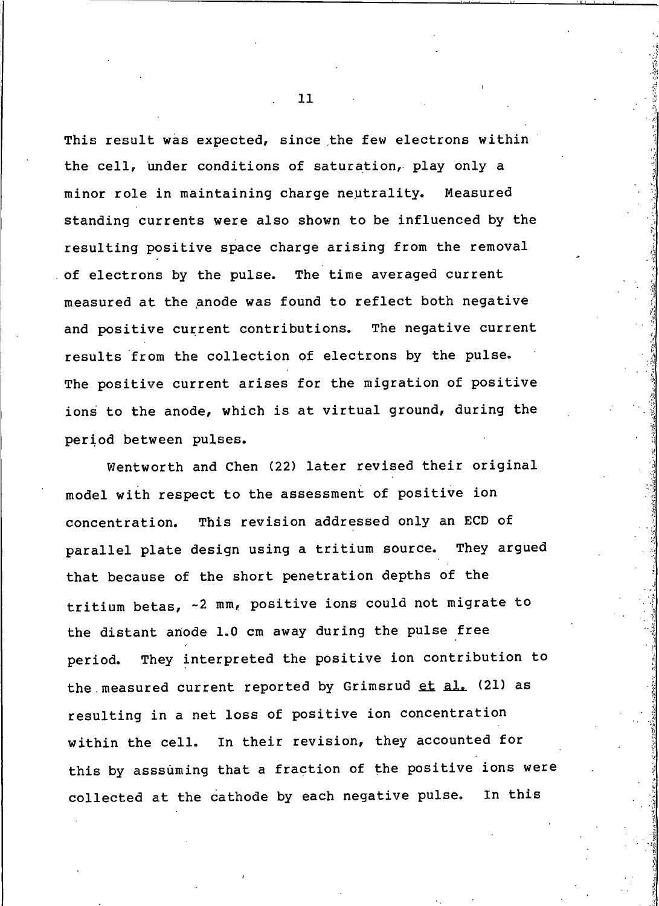This result was expected, since the few electrons within the cell, under conditions of saturation, play only a minor role in maintaining charge neutrality. Measured standing currents were also shown to be influenced by the resulting positive space charge arising from the removal of electrons by the pulse. The time averaged current measured at the anode was found to reflect both negative and positive current contributions. The negative current results from the collection of electrons by the pulse. The positive current arises for the migration of positive ions to the anode, which is at virtual ground, during the period between pulses.

Wentworth and Chen (22) later revised their original model with respect to the assessment of positive ion concentration. This revision addressed only an ECD of parallel plate design using a tritium source. They argued that because of the short penetration depths of the tritium betas, ~2 mm, positive ions could not migrate to the distant anode 1.0 cm away during the pulse free period. They interpreted the positive ion contribution to the measured current reported by Grimsrud et al. (21) as resulting in a net loss of positive ion concentration within the cell. In their revision, they accounted for this by asssuming that a fraction of the positive ions were collected at the cathode by each negative pulse. In this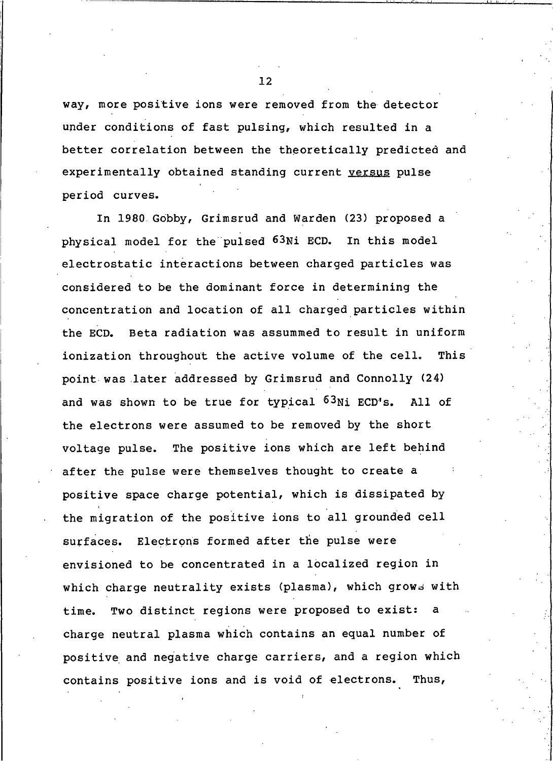way, more positive ions were removed from the detector under conditions of fast pulsing, which resulted in a better correlation between the theoretically predicted and experimentally obtained standing current *versus* pulse period curves.

In 1980 Gobby, Grimsrud and Warden (23) proposed a physical model for the pulsed $^{63}Ni$ ECD. In this model electrostatic interactions between charged particles was considered to be the dominant force in determining the concentration and location of all charged particles within the ECD. Beta radiation was assummed to result in uniform ionization throughout the active volume of the cell. This point was later addressed by Grimsrud and Connolly (24) and was shown to be true for typical $^{63}Ni$ ECD's. All of the electrons were assumed to be removed by the short voltage pulse. The positive ions which are left behind after the pulse were themselves thought to create a positive space charge potential, which is dissipated by the migration of the positive ions to all grounded cell surfaces. Electrons formed after the pulse were envisioned to be concentrated in a localized region in which charge neutrality exists (plasma), which grows with time. Two distinct regions were proposed to exist: a charge neutral plasma which contains an equal number of positive and negative charge carriers, and a region which contains positive ions and is void of electrons. Thus,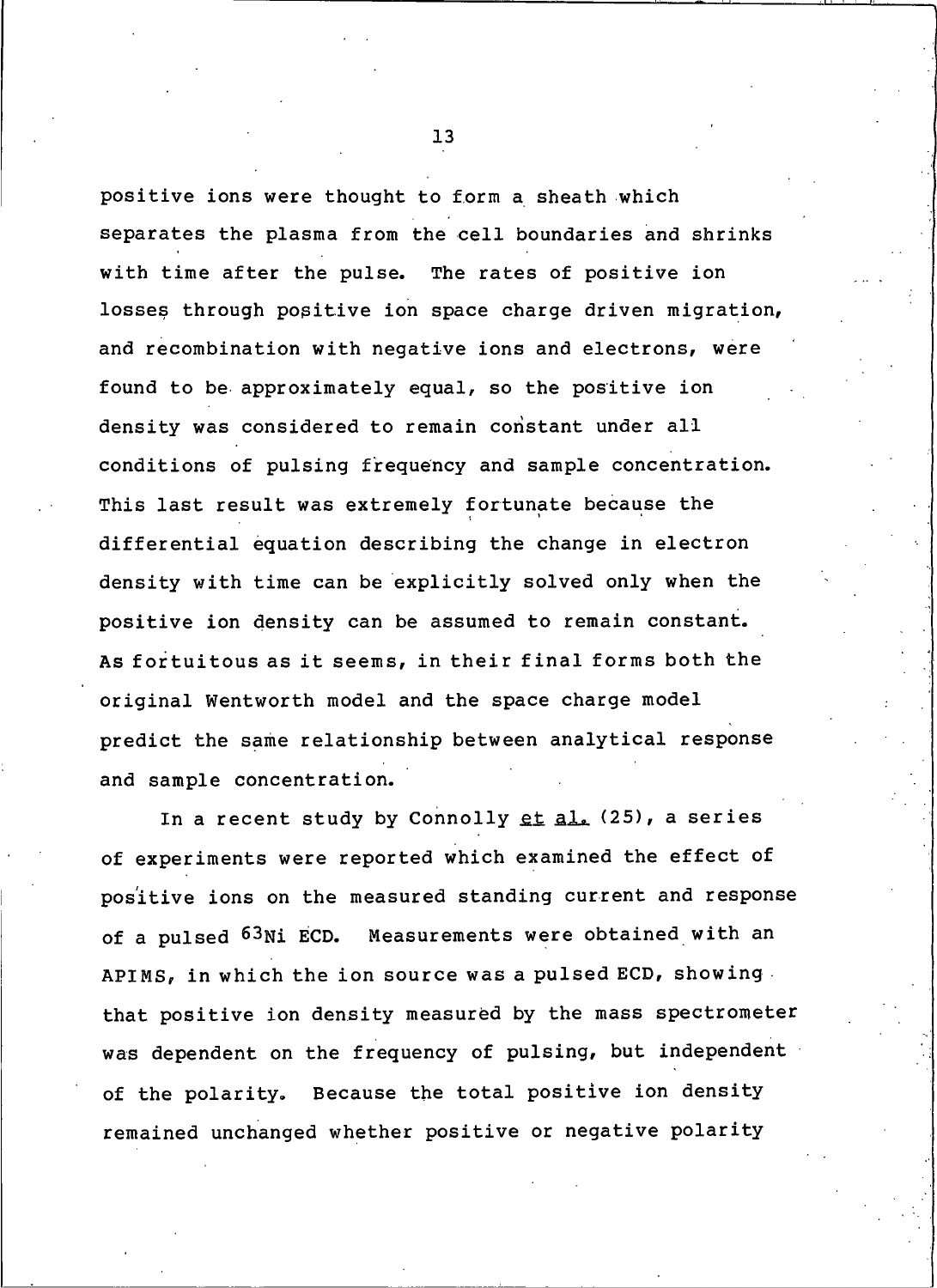positive ions were thought to form a sheath which separates the plasma from the cell boundaries and shrinks with time after the pulse. The rates of positive ion losses through positive ion space charge driven migration, and recombination with negative ions and electrons, were found to be approximately equal, so the positive ion density was considered to remain constant under all conditions of pulsing frequency and sample concentration. This last result was extremely fortunate because the differential equation describing the change in electron density with time can be explicitly solved only when the positive ion density can be assumed to remain constant. As fortuitous as it seems, in their final forms both the original Wentworth model and the space charge model predict the same relationship between analytical response and sample concentration.

In a recent study by Connolly _et al._ (25), a series of experiments were reported which examined the effect of positive ions on the measured standing current and response of a pulsed $^{63}$Ni ECD. Measurements were obtained with an APIMS, in which the ion source was a pulsed ECD, showing that positive ion density measured by the mass spectrometer was dependent on the frequency of pulsing, but independent of the polarity. Because the total positive ion density remained unchanged whether positive or negative polarity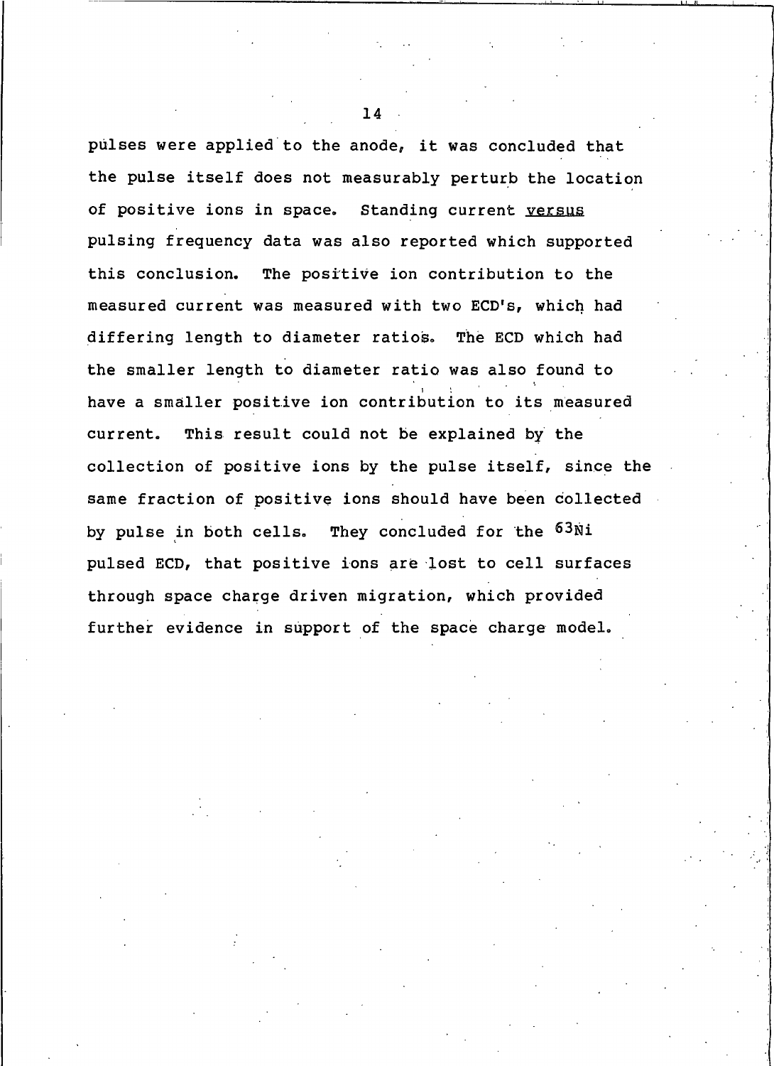pulses were applied to the anode, it was concluded that the pulse itself does not measurably perturb the location of positive ions in space. Standing current _versus_ pulsing frequency data was also reported which supported this conclusion. The positive ion contribution to the measured current was measured with two ECD's, which had differing length to diameter ratios. The ECD which had the smaller length to diameter ratio was also found to have a smaller positive ion contribution to its measured current. This result could not be explained by the collection of positive ions by the pulse itself, since the same fraction of positive ions should have been collected by pulse in both cells. They concluded for the $^{63}$Ni pulsed ECD, that positive ions are lost to cell surfaces through space charge driven migration, which provided further evidence in support of the space charge model.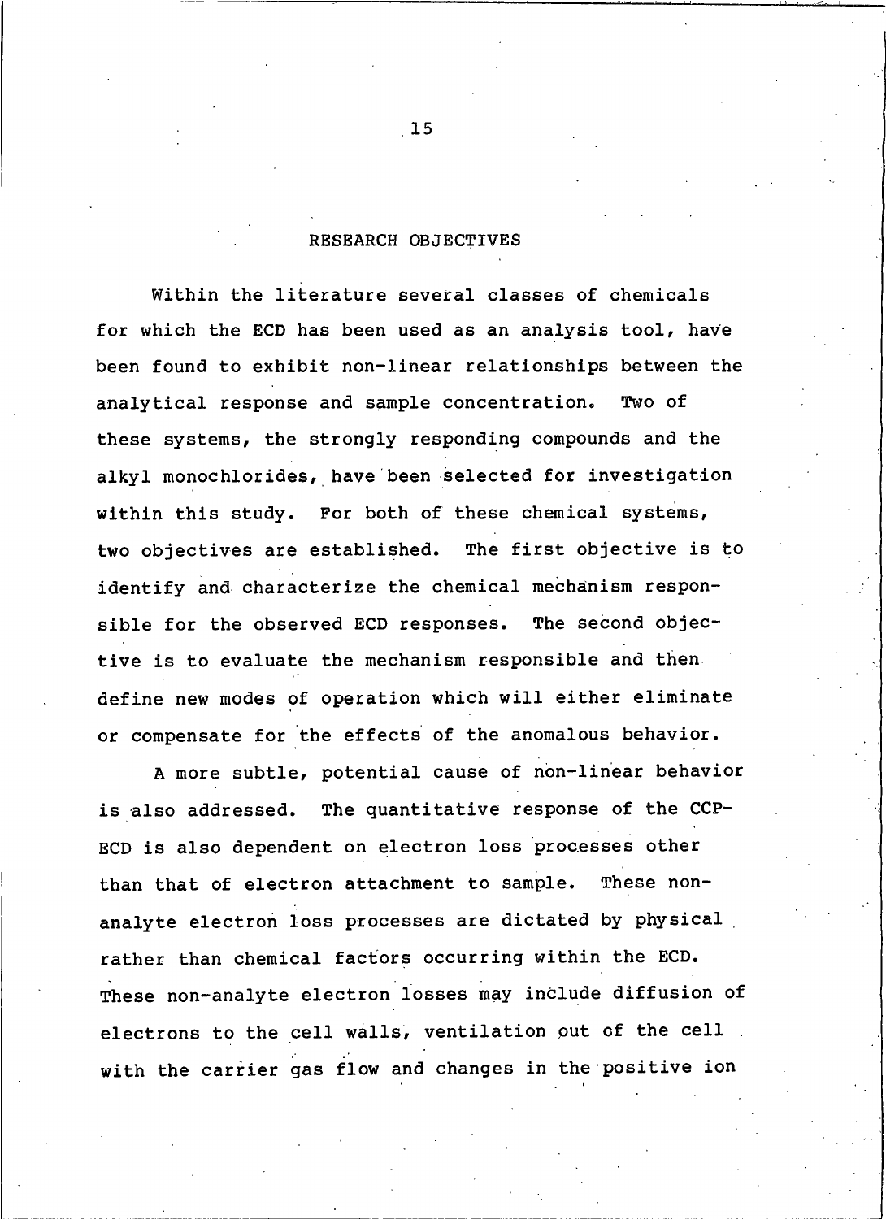# RESEARCH OBJECTIVES

Within the literature several classes of chemicals for which the ECD has been used as an analysis tool, have been found to exhibit non-linear relationships between the analytical response and sample concentration. Two of these systems, the strongly responding compounds and the alkyl monochlorides, have been selected for investigation within this study. For both of these chemical systems, two objectives are established. The first objective is to identify and characterize the chemical mechanism responsible for the observed ECD responses. The second objective is to evaluate the mechanism responsible and then define new modes of operation which will either eliminate or compensate for the effects of the anomalous behavior.

A more subtle, potential cause of non-linear behavior is also addressed. The quantitative response of the CCP-ECD is also dependent on electron loss processes other than that of electron attachment to sample. These non-analyte electron loss processes are dictated by physical rather than chemical factors occurring within the ECD. These non-analyte electron losses may include diffusion of electrons to the cell walls, ventilation out of the cell with the carrier gas flow and changes in the positive ion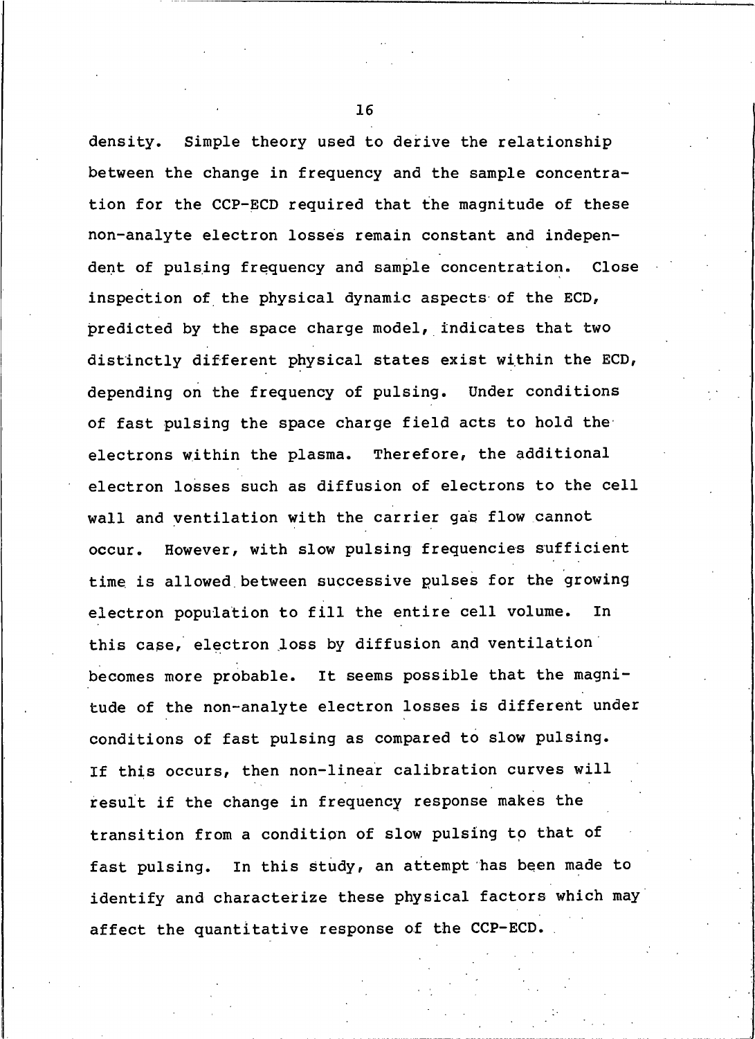density. Simple theory used to derive the relationship between the change in frequency and the sample concentration for the CCP-ECD required that the magnitude of these non-analyte electron losses remain constant and independent of pulsing frequency and sample concentration. Close inspection of the physical dynamic aspects of the ECD, predicted by the space charge model, indicates that two distinctly different physical states exist within the ECD, depending on the frequency of pulsing. Under conditions of fast pulsing the space charge field acts to hold the electrons within the plasma. Therefore, the additional electron losses such as diffusion of electrons to the cell wall and ventilation with the carrier gas flow cannot occur. However, with slow pulsing frequencies sufficient time is allowed between successive pulses for the growing electron population to fill the entire cell volume. In this case, electron loss by diffusion and ventilation becomes more probable. It seems possible that the magnitude of the non-analyte electron losses is different under conditions of fast pulsing as compared to slow pulsing. If this occurs, then non-linear calibration curves will result if the change in frequency response makes the transition from a condition of slow pulsing to that of fast pulsing. In this study, an attempt has been made to identify and characterize these physical factors which may affect the quantitative response of the CCP-ECD.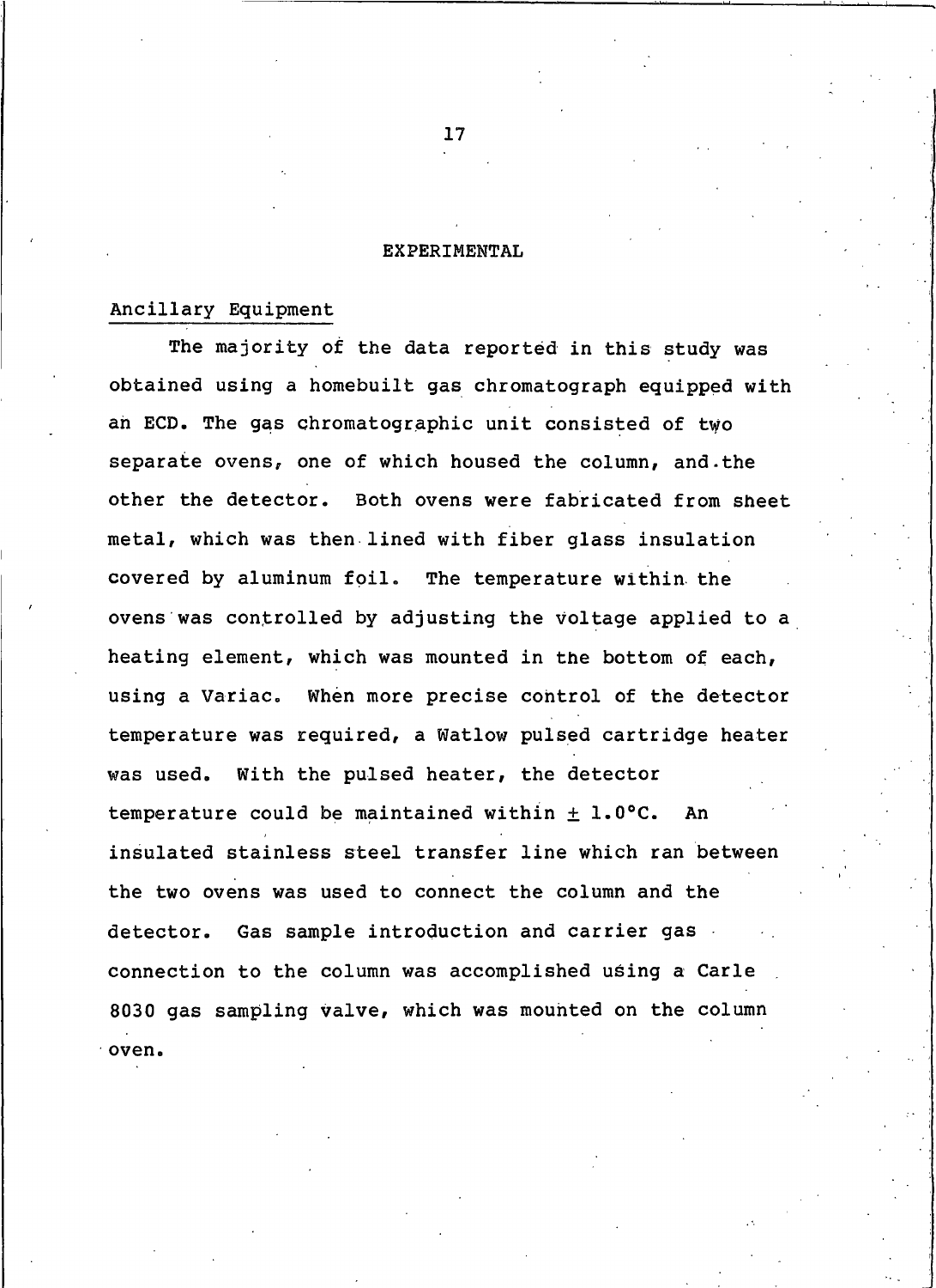# EXPERIMENTAL

## Ancillary Equipment

The majority of the data reported in this study was obtained using a homebuilt gas chromatograph equipped with an ECD. The gas chromatographic unit consisted of two separate ovens, one of which housed the column, and the other the detector. Both ovens were fabricated from sheet metal, which was then lined with fiber glass insulation covered by aluminum foil. The temperature within the ovens was controlled by adjusting the voltage applied to a heating element, which was mounted in the bottom of each, using a Variac. When more precise control of the detector temperature was required, a Watlow pulsed cartridge heater was used. With the pulsed heater, the detector temperature could be maintained within $\pm$ 1.0°C. An insulated stainless steel transfer line which ran between the two ovens was used to connect the column and the detector. Gas sample introduction and carrier gas connection to the column was accomplished using a Carle 8030 gas sampling valve, which was mounted on the column oven.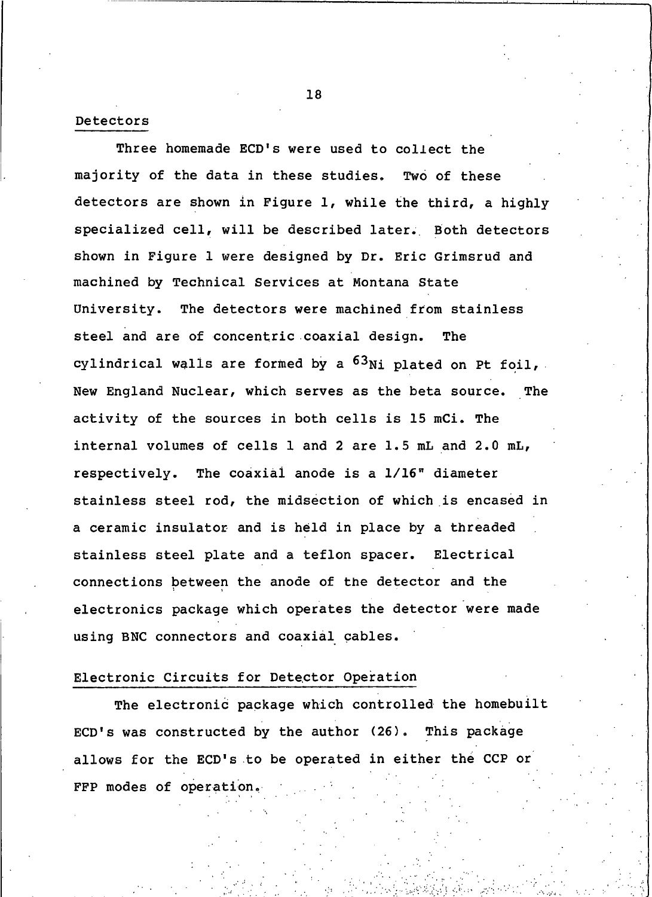## Detectors

Three homemade ECD's were used to collect the majority of the data in these studies. Two of these detectors are shown in Figure 1, while the third, a highly specialized cell, will be described later. Both detectors shown in Figure 1 were designed by Dr. Eric Grimsrud and machined by Technical Services at Montana State University. The detectors were machined from stainless steel and are of concentric coaxial design. The cylindrical walls are formed by a $^{63}Ni$ plated on Pt foil, New England Nuclear, which serves as the beta source. The activity of the sources in both cells is 15 mCi. The internal volumes of cells 1 and 2 are 1.5 mL and 2.0 mL, respectively. The coaxial anode is a 1/16" diameter stainless steel rod, the midsection of which is encased in a ceramic insulator and is held in place by a threaded stainless steel plate and a teflon spacer. Electrical connections between the anode of the detector and the electronics package which operates the detector were made using BNC connectors and coaxial cables.

## Electronic Circuits for Detector Operation

The electronic package which controlled the homebuilt ECD's was constructed by the author (26). This package allows for the ECD's to be operated in either the CCP or FFP modes of operation.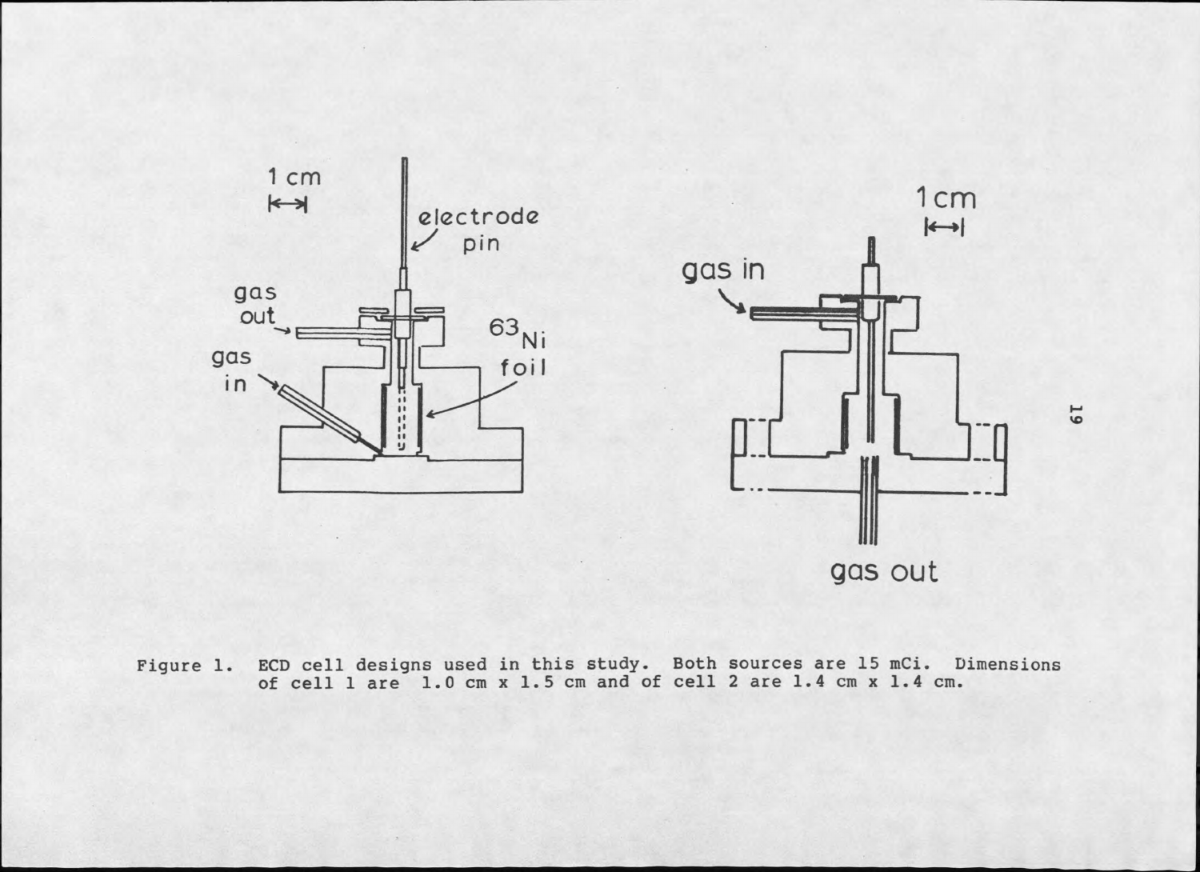Figure 1. ECD cell designs used in this study. Both sources are 15 mCi. Dimensions of cell 1 are 1.0 cm x 1.5 cm and of cell 2 are 1.4 cm x 1.4 cm.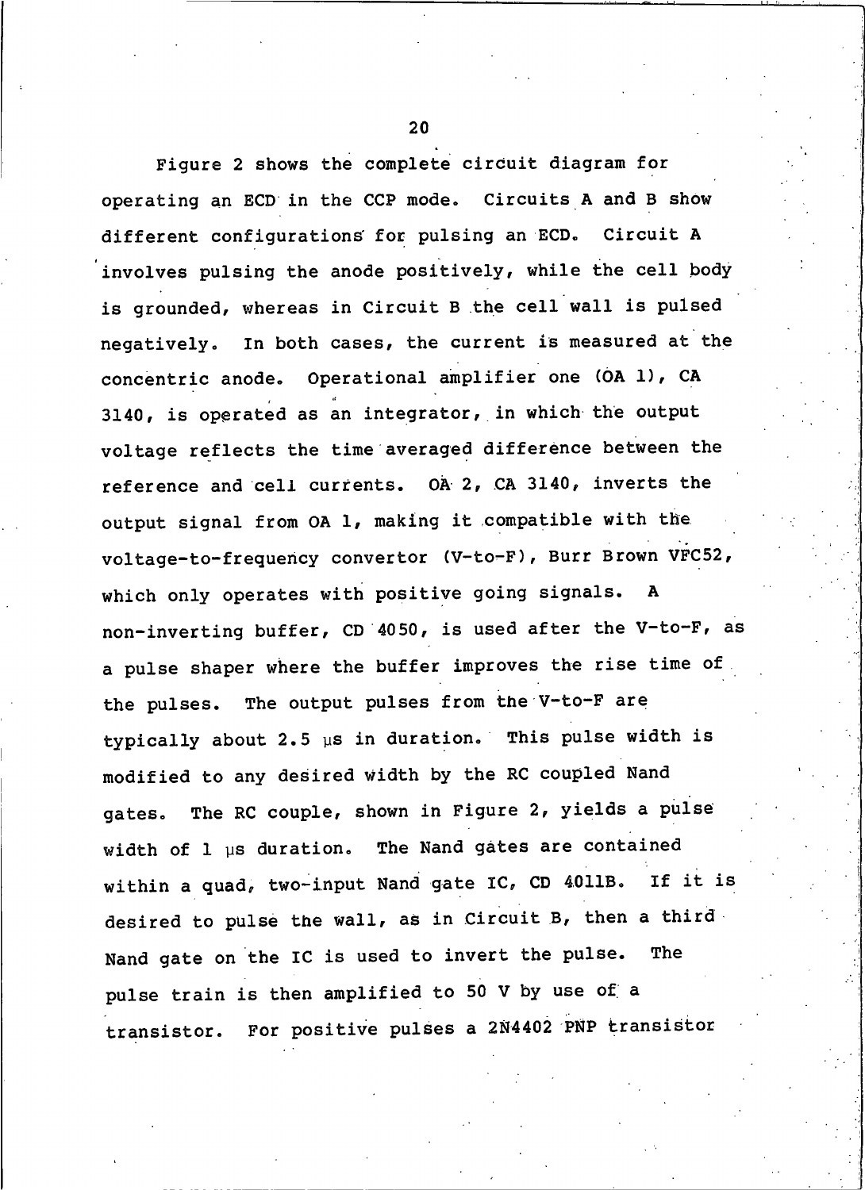Figure 2 shows the complete circuit diagram for operating an ECD in the CCP mode. Circuits A and B show different configurations for pulsing an ECD. Circuit A involves pulsing the anode positively, while the cell body is grounded, whereas in Circuit B the cell wall is pulsed negatively. In both cases, the current is measured at the concentric anode. Operational amplifier one (OA 1), CA 3140, is operated as an integrator, in which the output voltage reflects the time averaged difference between the reference and cell currents. OA 2, CA 3140, inverts the output signal from OA 1, making it compatible with the voltage-to-frequency convertor (V-to-F), Burr Brown VFC52, which only operates with positive going signals. A non-inverting buffer, CD 4050, is used after the V-to-F, as a pulse shaper where the buffer improves the rise time of the pulses. The output pulses from the V-to-F are typically about 2.5 μs in duration. This pulse width is modified to any desired width by the RC coupled Nand gates. The RC couple, shown in Figure 2, yields a pulse width of 1 μs duration. The Nand gates are contained within a quad, two-input Nand gate IC, CD 4011B. If it is desired to pulse the wall, as in Circuit B, then a third Nand gate on the IC is used to invert the pulse. The pulse train is then amplified to 50 V by use of a transistor. For positive pulses a 2N4402 PNP transistor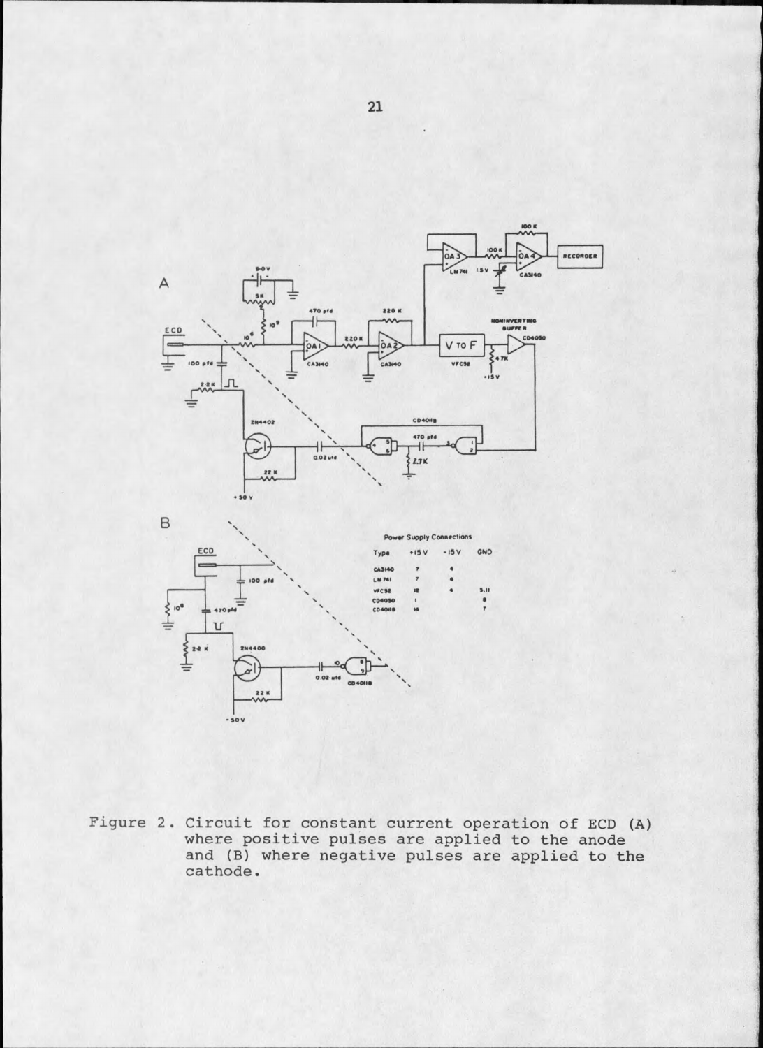Power Supply Connections

| Type | +15 V | -15 V | GND |
| --- | --- | --- | --- |
| CA3140 | 7 | 4 | |
| LM741 | 7 | 4 | |
| VFC32 | 12 | 4 | 5,11 |
| CD4050 | 1 | | 8 |
| CD4011B | 14 | | 7 |

Figure 2. Circuit for constant current operation of ECD (A) where positive pulses are applied to the anode and (B) where negative pulses are applied to the cathode.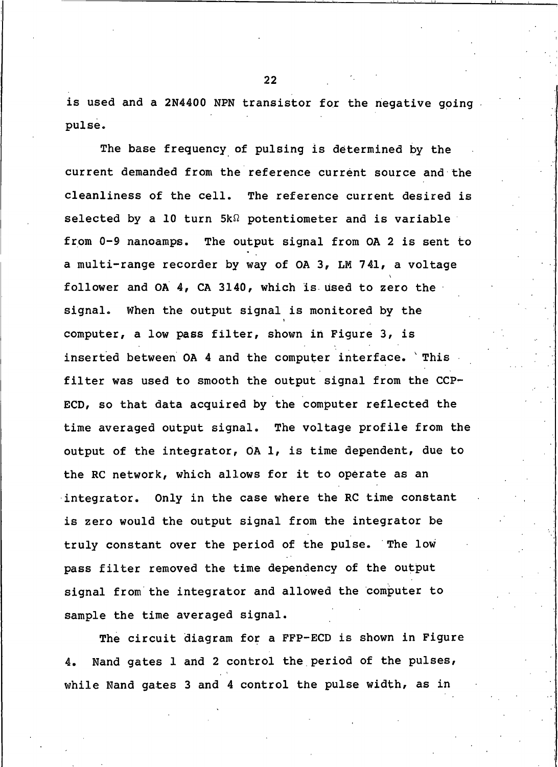is used and a 2N4400 NPN transistor for the negative going pulse.

The base frequency of pulsing is determined by the current demanded from the reference current source and the cleanliness of the cell. The reference current desired is selected by a 10 turn 5kΩ potentiometer and is variable from 0-9 nanoamps. The output signal from OA 2 is sent to a multi-range recorder by way of OA 3, LM 741, a voltage follower and OA 4, CA 3140, which is used to zero the signal. When the output signal is monitored by the computer, a low pass filter, shown in Figure 3, is inserted between OA 4 and the computer interface. This filter was used to smooth the output signal from the CCP-ECD, so that data acquired by the computer reflected the time averaged output signal. The voltage profile from the output of the integrator, OA 1, is time dependent, due to the RC network, which allows for it to operate as an integrator. Only in the case where the RC time constant is zero would the output signal from the integrator be truly constant over the period of the pulse. The low pass filter removed the time dependency of the output signal from the integrator and allowed the computer to sample the time averaged signal.

The circuit diagram for a FFP-ECD is shown in Figure 4. Nand gates 1 and 2 control the period of the pulses, while Nand gates 3 and 4 control the pulse width, as in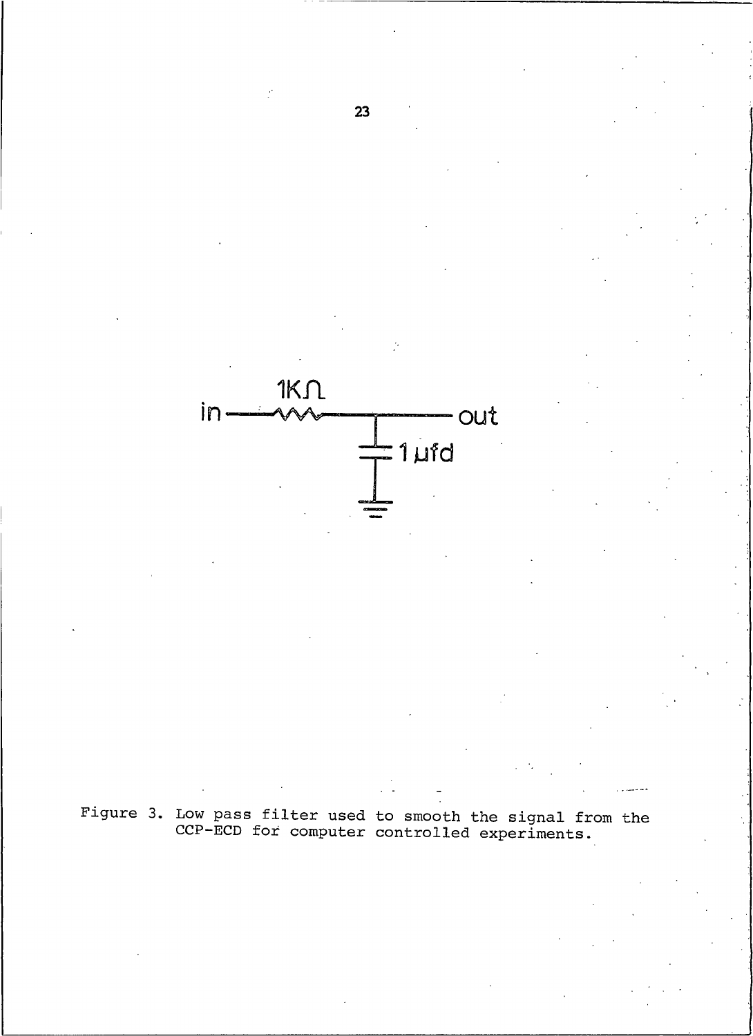Figure 3. Low pass filter used to smooth the signal from the CCP-ECD for computer controlled experiments.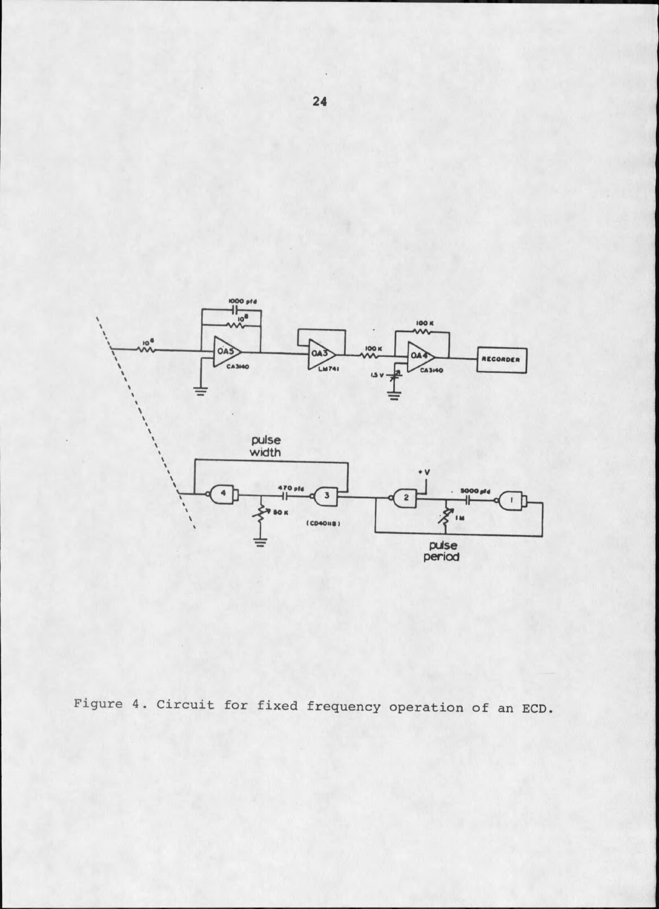Figure 4. Circuit for fixed frequency operation of an ECD.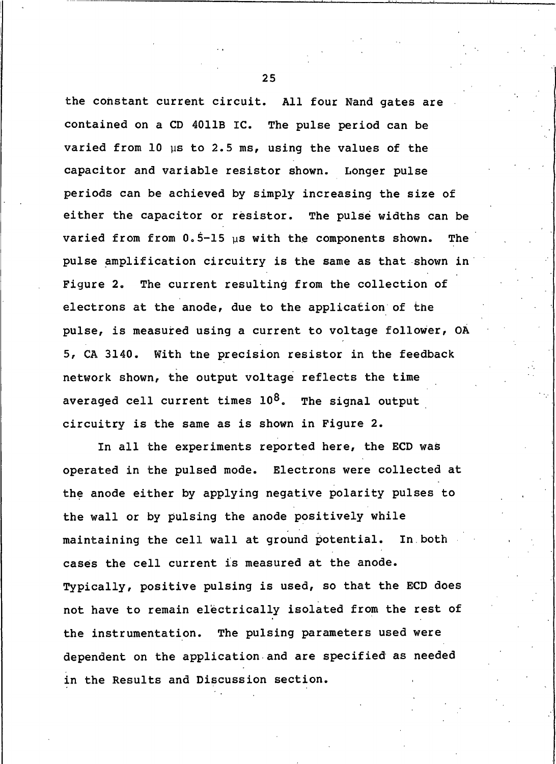the constant current circuit. All four Nand gates are contained on a CD 4011B IC. The pulse period can be varied from 10 μs to 2.5 ms, using the values of the capacitor and variable resistor shown. Longer pulse periods can be achieved by simply increasing the size of either the capacitor or resistor. The pulse widths can be varied from from 0.5–15 μs with the components shown. The pulse amplification circuitry is the same as that shown in Figure 2. The current resulting from the collection of electrons at the anode, due to the application of the pulse, is measured using a current to voltage follower, OA 5, CA 3140. With the precision resistor in the feedback network shown, the output voltage reflects the time averaged cell current times $10^8$. The signal output circuitry is the same as is shown in Figure 2.

In all the experiments reported here, the ECD was operated in the pulsed mode. Electrons were collected at the anode either by applying negative polarity pulses to the wall or by pulsing the anode positively while maintaining the cell wall at ground potential. In both cases the cell current is measured at the anode. Typically, positive pulsing is used, so that the ECD does not have to remain electrically isolated from the rest of the instrumentation. The pulsing parameters used were dependent on the application and are specified as needed in the Results and Discussion section.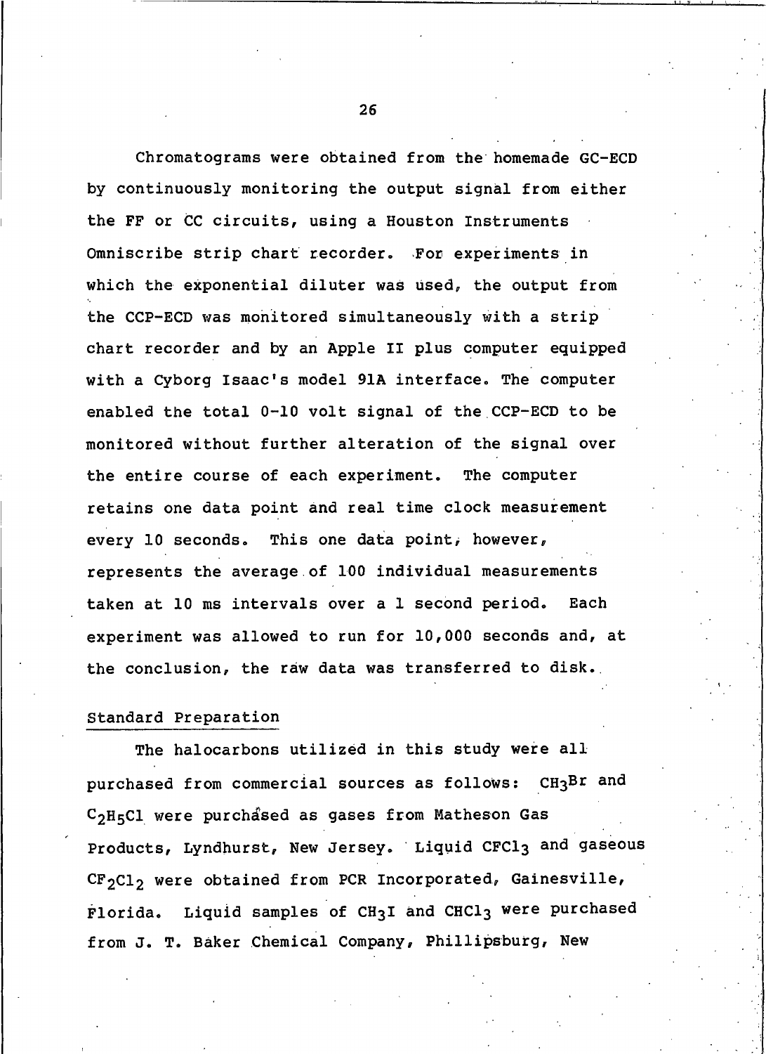Chromatograms were obtained from the homemade GC-ECD by continuously monitoring the output signal from either the FF or CC circuits, using a Houston Instruments Omniscribe strip chart recorder. For experiments in which the exponential diluter was used, the output from the CCP-ECD was monitored simultaneously with a strip chart recorder and by an Apple II plus computer equipped with a Cyborg Isaac's model 91A interface. The computer enabled the total 0-10 volt signal of the CCP-ECD to be monitored without further alteration of the signal over the entire course of each experiment. The computer retains one data point and real time clock measurement every 10 seconds. This one data point, however, represents the average of 100 individual measurements taken at 10 ms intervals over a 1 second period. Each experiment was allowed to run for 10,000 seconds and, at the conclusion, the raw data was transferred to disk.

## Standard Preparation

The halocarbons utilized in this study were all purchased from commercial sources as follows: $CH_3Br$ and $C_2H_5Cl$ were purchased as gases from Matheson Gas Products, Lyndhurst, New Jersey. Liquid $CFCl_3$ and gaseous $CF_2Cl_2$ were obtained from PCR Incorporated, Gainesville, Florida. Liquid samples of $CH_3I$ and $CHCl_3$ were purchased from J. T. Baker Chemical Company, Phillipsburg, New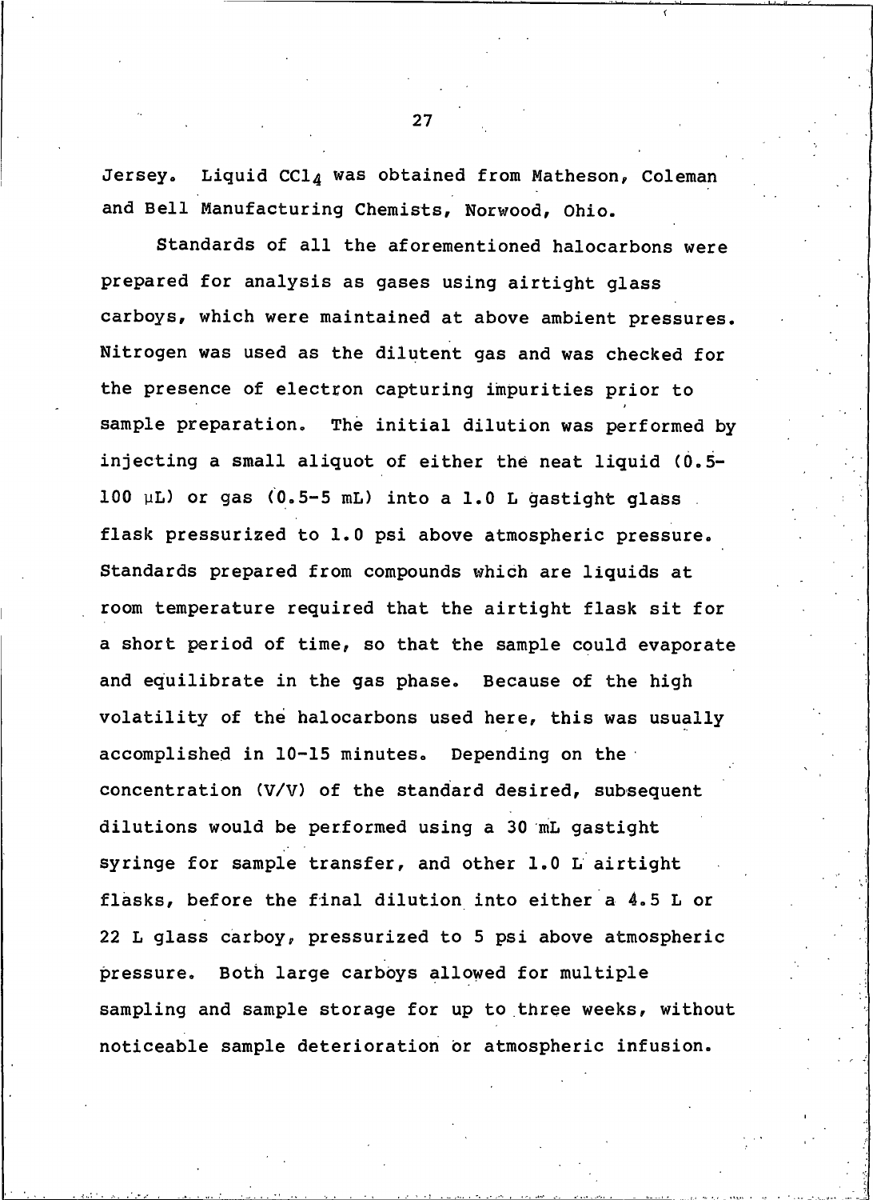Jersey. Liquid $CCl_4$ was obtained from Matheson, Coleman and Bell Manufacturing Chemists, Norwood, Ohio.

Standards of all the aforementioned halocarbons were prepared for analysis as gases using airtight glass carboys, which were maintained at above ambient pressures. Nitrogen was used as the dilutent gas and was checked for the presence of electron capturing impurities prior to sample preparation. The initial dilution was performed by injecting a small aliquot of either the neat liquid (0.5-100 μL) or gas (0.5-5 mL) into a 1.0 L gastight glass flask pressurized to 1.0 psi above atmospheric pressure. Standards prepared from compounds which are liquids at room temperature required that the airtight flask sit for a short period of time, so that the sample could evaporate and equilibrate in the gas phase. Because of the high volatility of the halocarbons used here, this was usually accomplished in 10-15 minutes. Depending on the concentration (V/V) of the standard desired, subsequent dilutions would be performed using a 30 mL gastight syringe for sample transfer, and other 1.0 L airtight flasks, before the final dilution into either a 4.5 L or 22 L glass carboy, pressurized to 5 psi above atmospheric pressure. Both large carboys allowed for multiple sampling and sample storage for up to three weeks, without noticeable sample deterioration or atmospheric infusion.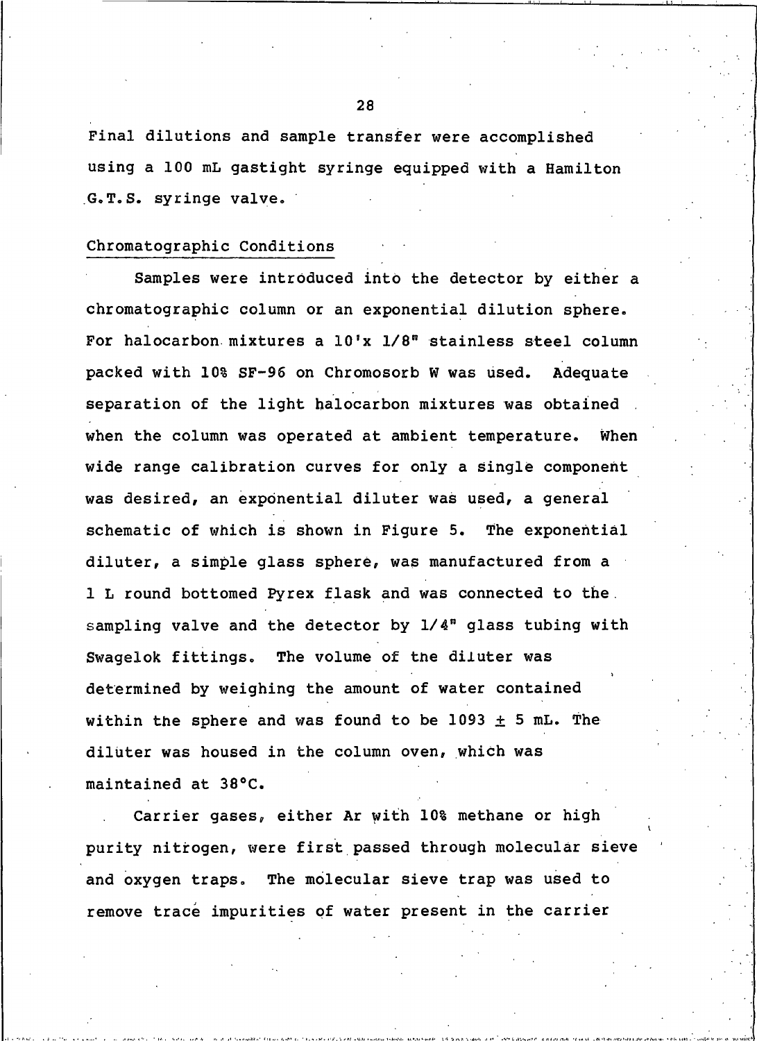Final dilutions and sample transfer were accomplished using a 100 mL gastight syringe equipped with a Hamilton G.T.S. syringe valve.

## Chromatographic Conditions

Samples were introduced into the detector by either a chromatographic column or an exponential dilution sphere. For halocarbon mixtures a 10'x 1/8" stainless steel column packed with 10% SF-96 on Chromosorb W was used. Adequate separation of the light halocarbon mixtures was obtained when the column was operated at ambient temperature. When wide range calibration curves for only a single component was desired, an exponential diluter was used, a general schematic of which is shown in Figure 5. The exponential diluter, a simple glass sphere, was manufactured from a 1 L round bottomed Pyrex flask and was connected to the sampling valve and the detector by 1/4" glass tubing with Swagelok fittings. The volume of the diluter was determined by weighing the amount of water contained within the sphere and was found to be 1093 $\pm$ 5 mL. The diluter was housed in the column oven, which was maintained at 38°C.

Carrier gases, either Ar with 10% methane or high purity nitrogen, were first passed through molecular sieve and oxygen traps. The molecular sieve trap was used to remove trace impurities of water present in the carrier